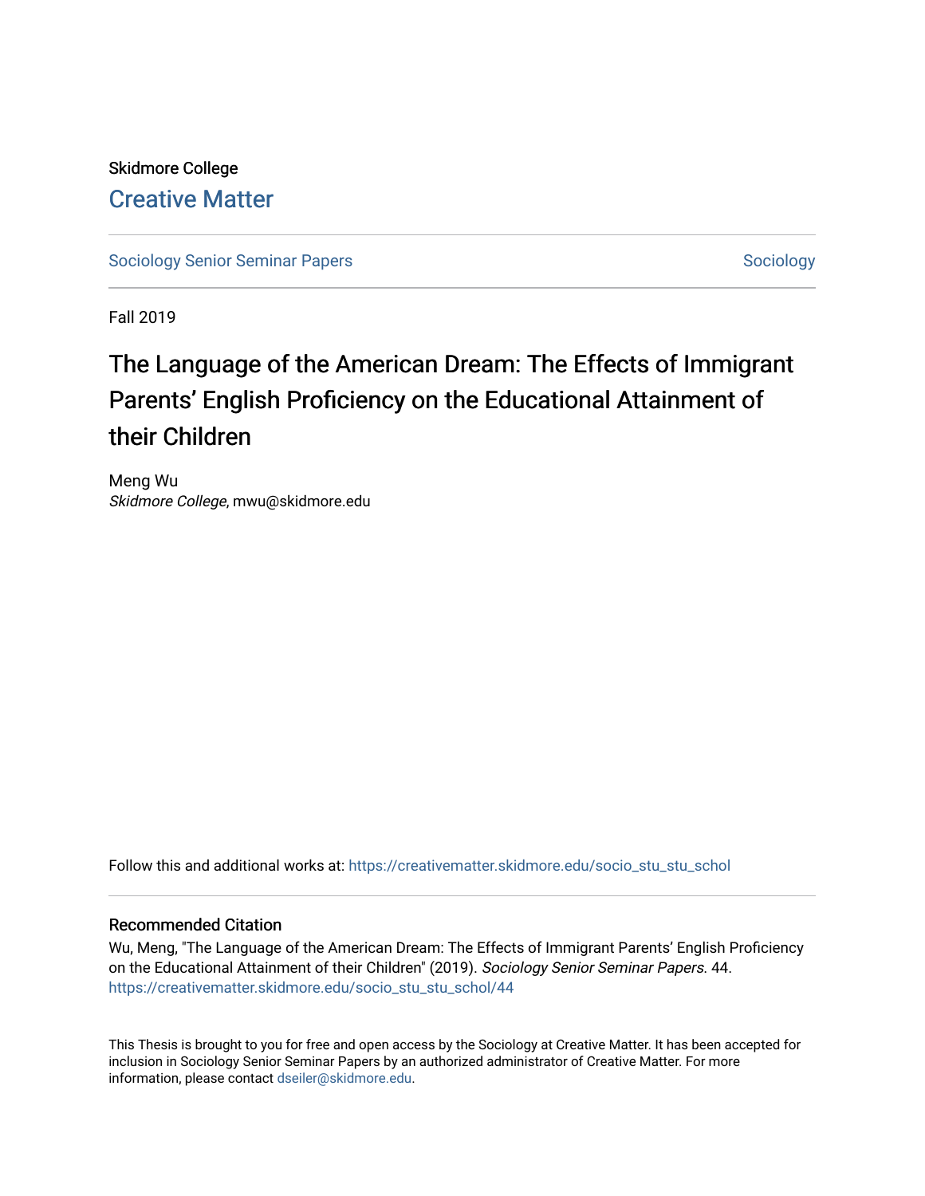Skidmore College

Creative Matter

Sociology Senior Seminar Papers | Sociology

Fall 2019

# The Language of the American Dream: The Effects of Immigrant Parents' English Proficiency on the Educational Attainment of their Children

Meng Wu
*Skidmore College*, mwu@skidmore.edu

Follow this and additional works at: https://creativematter.skidmore.edu/socio_stu_stu_schol

## Recommended Citation

Wu, Meng, "The Language of the American Dream: The Effects of Immigrant Parents' English Proficiency on the Educational Attainment of their Children" (2019). *Sociology Senior Seminar Papers*. 44.
https://creativematter.skidmore.edu/socio_stu_stu_schol/44

This Thesis is brought to you for free and open access by the Sociology at Creative Matter. It has been accepted for inclusion in Sociology Senior Seminar Papers by an authorized administrator of Creative Matter. For more information, please contact dseiler@skidmore.edu.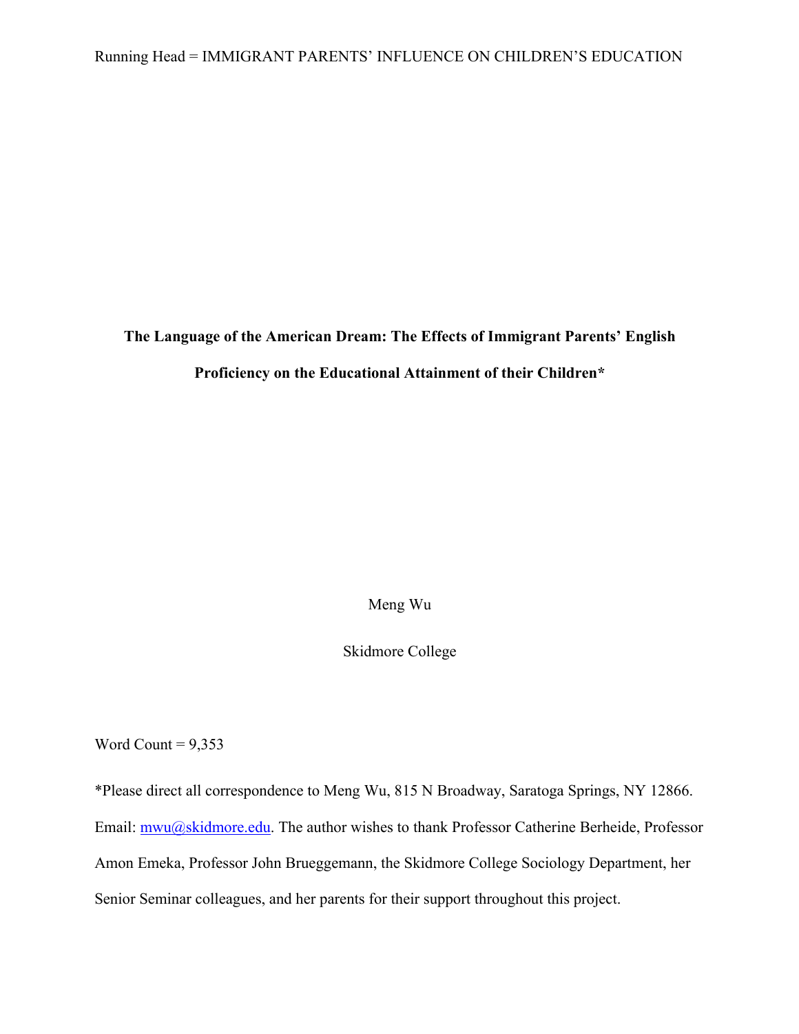**The Language of the American Dream: The Effects of Immigrant Parents' English Proficiency on the Educational Attainment of their Children***

Meng Wu

Skidmore College

Word Count = 9,353

*Please direct all correspondence to Meng Wu, 815 N Broadway, Saratoga Springs, NY 12866. Email: mwu@skidmore.edu. The author wishes to thank Professor Catherine Berheide, Professor Amon Emeka, Professor John Brueggemann, the Skidmore College Sociology Department, her Senior Seminar colleagues, and her parents for their support throughout this project.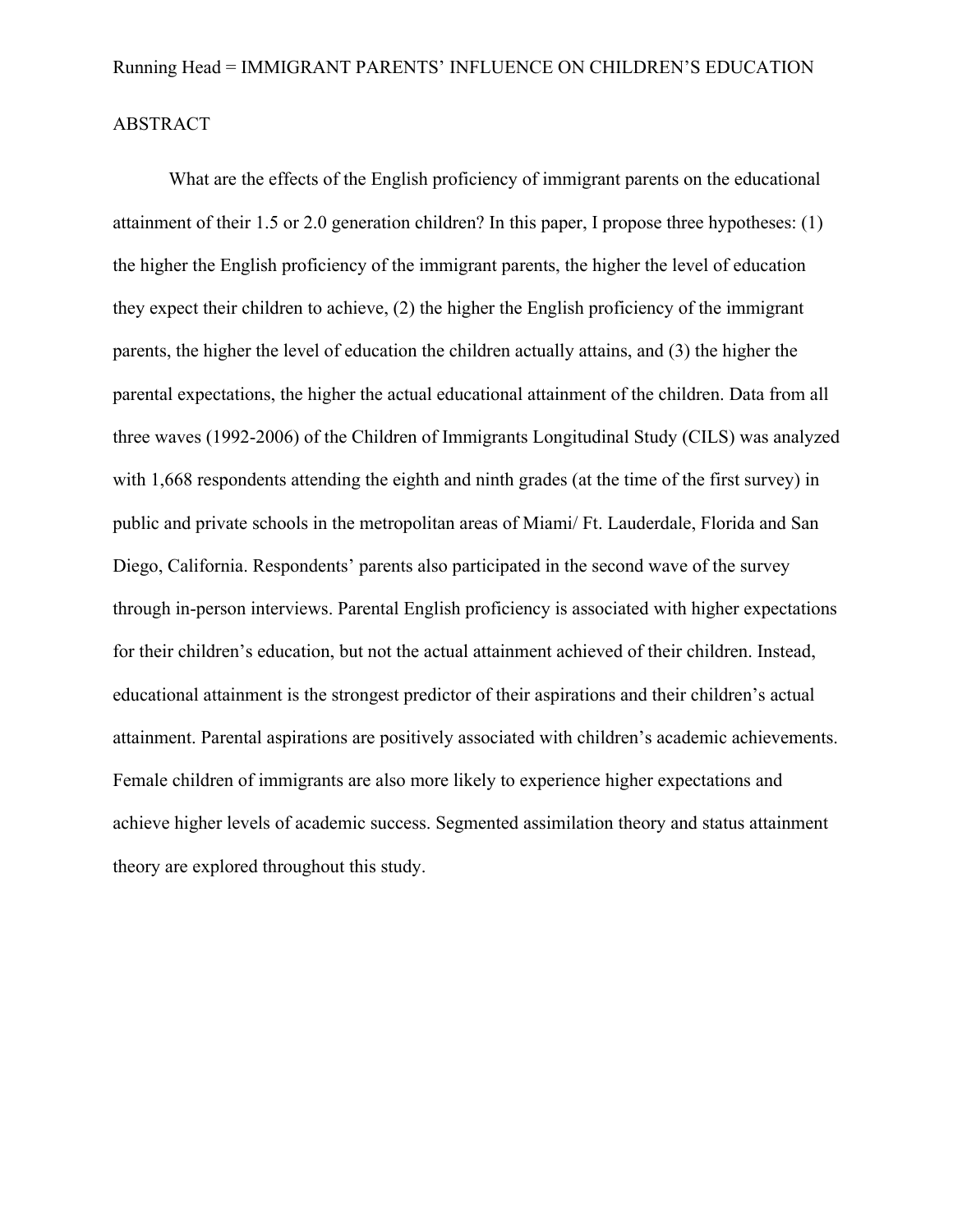# ABSTRACT

What are the effects of the English proficiency of immigrant parents on the educational attainment of their 1.5 or 2.0 generation children? In this paper, I propose three hypotheses: (1) the higher the English proficiency of the immigrant parents, the higher the level of education they expect their children to achieve, (2) the higher the English proficiency of the immigrant parents, the higher the level of education the children actually attains, and (3) the higher the parental expectations, the higher the actual educational attainment of the children. Data from all three waves (1992-2006) of the Children of Immigrants Longitudinal Study (CILS) was analyzed with 1,668 respondents attending the eighth and ninth grades (at the time of the first survey) in public and private schools in the metropolitan areas of Miami/ Ft. Lauderdale, Florida and San Diego, California. Respondents' parents also participated in the second wave of the survey through in-person interviews. Parental English proficiency is associated with higher expectations for their children's education, but not the actual attainment achieved of their children. Instead, educational attainment is the strongest predictor of their aspirations and their children's actual attainment. Parental aspirations are positively associated with children's academic achievements. Female children of immigrants are also more likely to experience higher expectations and achieve higher levels of academic success. Segmented assimilation theory and status attainment theory are explored throughout this study.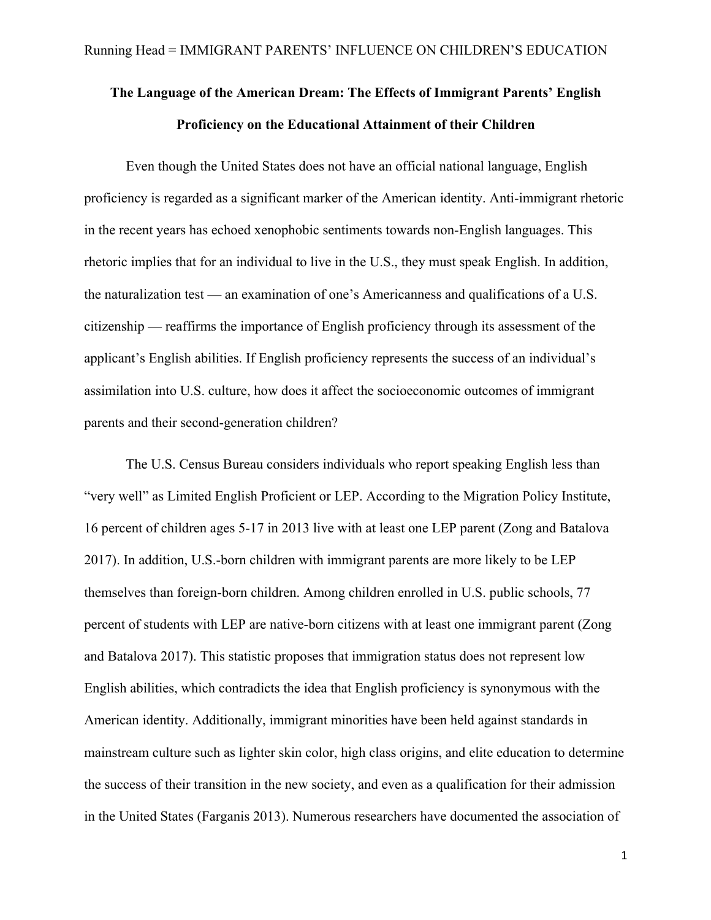**The Language of the American Dream: The Effects of Immigrant Parents' English Proficiency on the Educational Attainment of their Children**

Even though the United States does not have an official national language, English proficiency is regarded as a significant marker of the American identity. Anti-immigrant rhetoric in the recent years has echoed xenophobic sentiments towards non-English languages. This rhetoric implies that for an individual to live in the U.S., they must speak English. In addition, the naturalization test — an examination of one's Americanness and qualifications of a U.S. citizenship — reaffirms the importance of English proficiency through its assessment of the applicant's English abilities. If English proficiency represents the success of an individual's assimilation into U.S. culture, how does it affect the socioeconomic outcomes of immigrant parents and their second-generation children?

The U.S. Census Bureau considers individuals who report speaking English less than "very well" as Limited English Proficient or LEP. According to the Migration Policy Institute, 16 percent of children ages 5-17 in 2013 live with at least one LEP parent (Zong and Batalova 2017). In addition, U.S.-born children with immigrant parents are more likely to be LEP themselves than foreign-born children. Among children enrolled in U.S. public schools, 77 percent of students with LEP are native-born citizens with at least one immigrant parent (Zong and Batalova 2017). This statistic proposes that immigration status does not represent low English abilities, which contradicts the idea that English proficiency is synonymous with the American identity. Additionally, immigrant minorities have been held against standards in mainstream culture such as lighter skin color, high class origins, and elite education to determine the success of their transition in the new society, and even as a qualification for their admission in the United States (Farganis 2013). Numerous researchers have documented the association of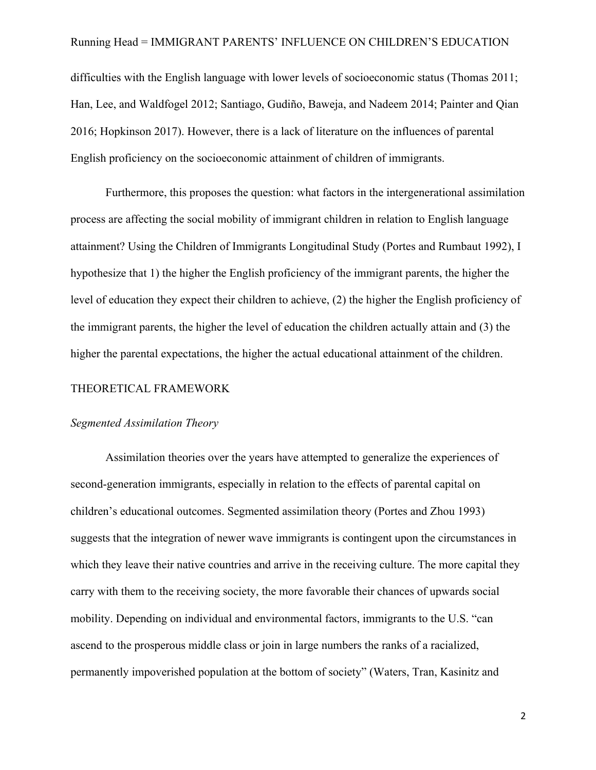difficulties with the English language with lower levels of socioeconomic status (Thomas 2011; Han, Lee, and Waldfogel 2012; Santiago, Gudiño, Baweja, and Nadeem 2014; Painter and Qian 2016; Hopkinson 2017). However, there is a lack of literature on the influences of parental English proficiency on the socioeconomic attainment of children of immigrants.

Furthermore, this proposes the question: what factors in the intergenerational assimilation process are affecting the social mobility of immigrant children in relation to English language attainment? Using the Children of Immigrants Longitudinal Study (Portes and Rumbaut 1992), I hypothesize that 1) the higher the English proficiency of the immigrant parents, the higher the level of education they expect their children to achieve, (2) the higher the English proficiency of the immigrant parents, the higher the level of education the children actually attain and (3) the higher the parental expectations, the higher the actual educational attainment of the children.

## THEORETICAL FRAMEWORK

### *Segmented Assimilation Theory*

Assimilation theories over the years have attempted to generalize the experiences of second-generation immigrants, especially in relation to the effects of parental capital on children's educational outcomes. Segmented assimilation theory (Portes and Zhou 1993) suggests that the integration of newer wave immigrants is contingent upon the circumstances in which they leave their native countries and arrive in the receiving culture. The more capital they carry with them to the receiving society, the more favorable their chances of upwards social mobility. Depending on individual and environmental factors, immigrants to the U.S. "can ascend to the prosperous middle class or join in large numbers the ranks of a racialized, permanently impoverished population at the bottom of society" (Waters, Tran, Kasinitz and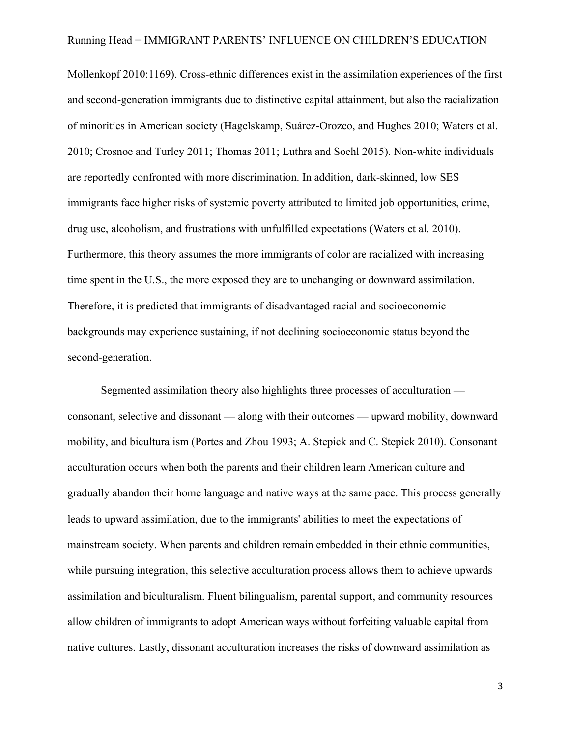Mollenkopf 2010:1169). Cross-ethnic differences exist in the assimilation experiences of the first and second-generation immigrants due to distinctive capital attainment, but also the racialization of minorities in American society (Hagelskamp, Suárez-Orozco, and Hughes 2010; Waters et al. 2010; Crosnoe and Turley 2011; Thomas 2011; Luthra and Soehl 2015). Non-white individuals are reportedly confronted with more discrimination. In addition, dark-skinned, low SES immigrants face higher risks of systemic poverty attributed to limited job opportunities, crime, drug use, alcoholism, and frustrations with unfulfilled expectations (Waters et al. 2010). Furthermore, this theory assumes the more immigrants of color are racialized with increasing time spent in the U.S., the more exposed they are to unchanging or downward assimilation. Therefore, it is predicted that immigrants of disadvantaged racial and socioeconomic backgrounds may experience sustaining, if not declining socioeconomic status beyond the second-generation.

Segmented assimilation theory also highlights three processes of acculturation — consonant, selective and dissonant — along with their outcomes — upward mobility, downward mobility, and biculturalism (Portes and Zhou 1993; A. Stepick and C. Stepick 2010). Consonant acculturation occurs when both the parents and their children learn American culture and gradually abandon their home language and native ways at the same pace. This process generally leads to upward assimilation, due to the immigrants' abilities to meet the expectations of mainstream society. When parents and children remain embedded in their ethnic communities, while pursuing integration, this selective acculturation process allows them to achieve upwards assimilation and biculturalism. Fluent bilingualism, parental support, and community resources allow children of immigrants to adopt American ways without forfeiting valuable capital from native cultures. Lastly, dissonant acculturation increases the risks of downward assimilation as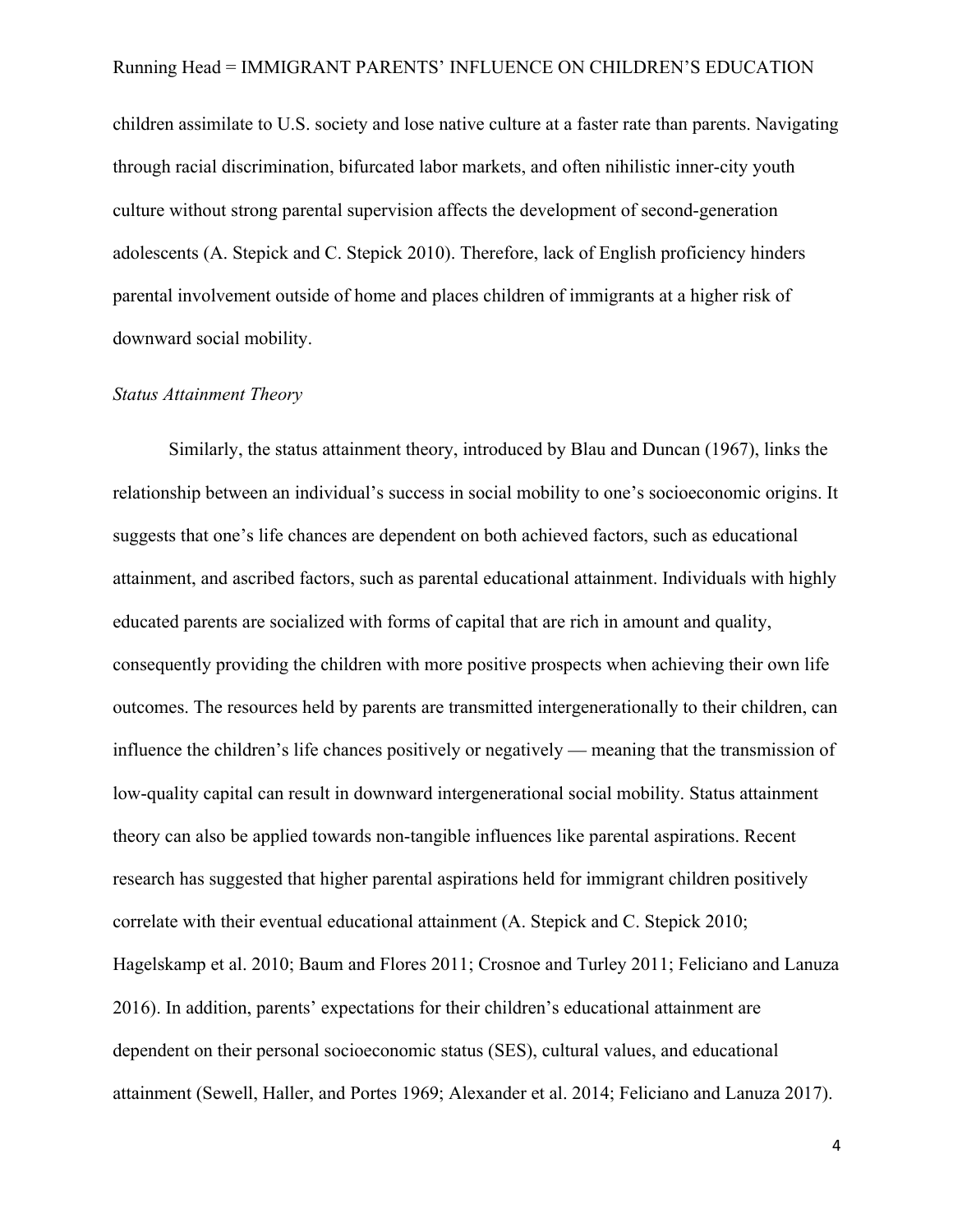children assimilate to U.S. society and lose native culture at a faster rate than parents. Navigating through racial discrimination, bifurcated labor markets, and often nihilistic inner-city youth culture without strong parental supervision affects the development of second-generation adolescents (A. Stepick and C. Stepick 2010). Therefore, lack of English proficiency hinders parental involvement outside of home and places children of immigrants at a higher risk of downward social mobility.

*Status Attainment Theory*

Similarly, the status attainment theory, introduced by Blau and Duncan (1967), links the relationship between an individual's success in social mobility to one's socioeconomic origins. It suggests that one's life chances are dependent on both achieved factors, such as educational attainment, and ascribed factors, such as parental educational attainment. Individuals with highly educated parents are socialized with forms of capital that are rich in amount and quality, consequently providing the children with more positive prospects when achieving their own life outcomes. The resources held by parents are transmitted intergenerationally to their children, can influence the children's life chances positively or negatively — meaning that the transmission of low-quality capital can result in downward intergenerational social mobility. Status attainment theory can also be applied towards non-tangible influences like parental aspirations. Recent research has suggested that higher parental aspirations held for immigrant children positively correlate with their eventual educational attainment (A. Stepick and C. Stepick 2010; Hagelskamp et al. 2010; Baum and Flores 2011; Crosnoe and Turley 2011; Feliciano and Lanuza 2016). In addition, parents' expectations for their children's educational attainment are dependent on their personal socioeconomic status (SES), cultural values, and educational attainment (Sewell, Haller, and Portes 1969; Alexander et al. 2014; Feliciano and Lanuza 2017).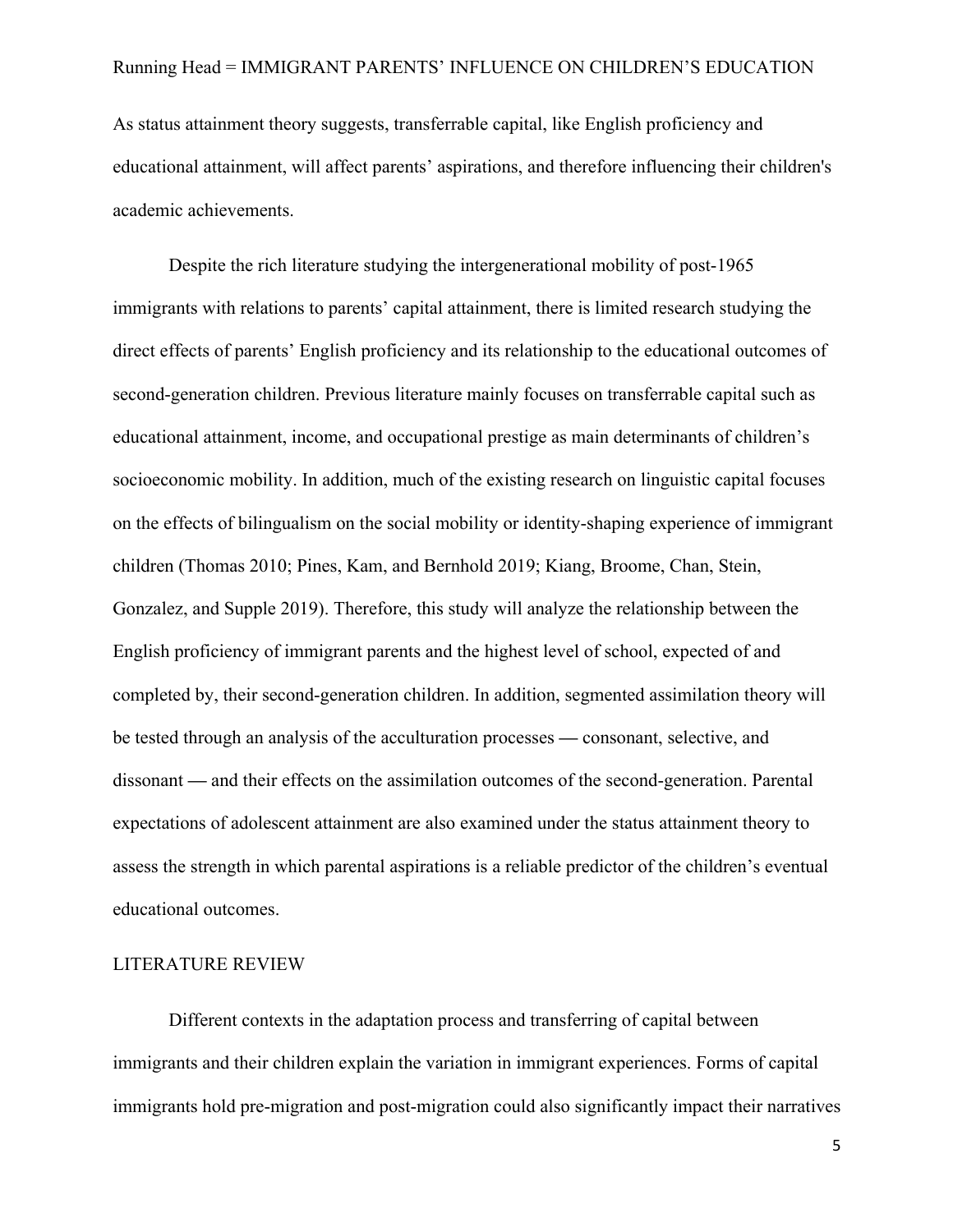As status attainment theory suggests, transferrable capital, like English proficiency and educational attainment, will affect parents' aspirations, and therefore influencing their children's academic achievements.

Despite the rich literature studying the intergenerational mobility of post-1965 immigrants with relations to parents' capital attainment, there is limited research studying the direct effects of parents' English proficiency and its relationship to the educational outcomes of second-generation children. Previous literature mainly focuses on transferrable capital such as educational attainment, income, and occupational prestige as main determinants of children's socioeconomic mobility. In addition, much of the existing research on linguistic capital focuses on the effects of bilingualism on the social mobility or identity-shaping experience of immigrant children (Thomas 2010; Pines, Kam, and Bernhold 2019; Kiang, Broome, Chan, Stein, Gonzalez, and Supple 2019). Therefore, this study will analyze the relationship between the English proficiency of immigrant parents and the highest level of school, expected of and completed by, their second-generation children. In addition, segmented assimilation theory will be tested through an analysis of the acculturation processes — consonant, selective, and dissonant — and their effects on the assimilation outcomes of the second-generation. Parental expectations of adolescent attainment are also examined under the status attainment theory to assess the strength in which parental aspirations is a reliable predictor of the children's eventual educational outcomes.

## LITERATURE REVIEW

Different contexts in the adaptation process and transferring of capital between immigrants and their children explain the variation in immigrant experiences. Forms of capital immigrants hold pre-migration and post-migration could also significantly impact their narratives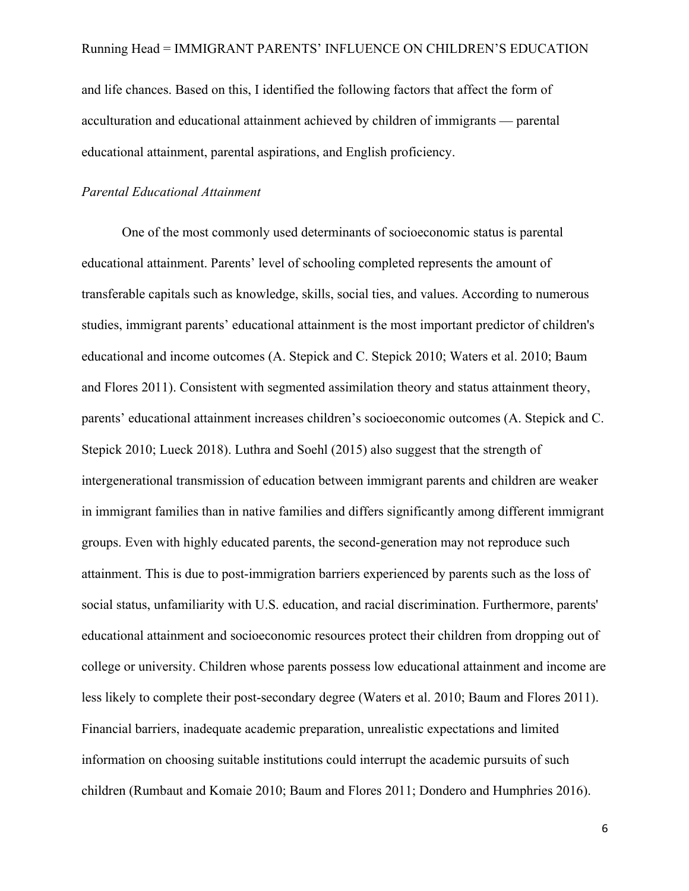and life chances. Based on this, I identified the following factors that affect the form of acculturation and educational attainment achieved by children of immigrants — parental educational attainment, parental aspirations, and English proficiency.

*Parental Educational Attainment*

One of the most commonly used determinants of socioeconomic status is parental educational attainment. Parents' level of schooling completed represents the amount of transferable capitals such as knowledge, skills, social ties, and values. According to numerous studies, immigrant parents' educational attainment is the most important predictor of children's educational and income outcomes (A. Stepick and C. Stepick 2010; Waters et al. 2010; Baum and Flores 2011). Consistent with segmented assimilation theory and status attainment theory, parents' educational attainment increases children's socioeconomic outcomes (A. Stepick and C. Stepick 2010; Lueck 2018). Luthra and Soehl (2015) also suggest that the strength of intergenerational transmission of education between immigrant parents and children are weaker in immigrant families than in native families and differs significantly among different immigrant groups. Even with highly educated parents, the second-generation may not reproduce such attainment. This is due to post-immigration barriers experienced by parents such as the loss of social status, unfamiliarity with U.S. education, and racial discrimination. Furthermore, parents' educational attainment and socioeconomic resources protect their children from dropping out of college or university. Children whose parents possess low educational attainment and income are less likely to complete their post-secondary degree (Waters et al. 2010; Baum and Flores 2011). Financial barriers, inadequate academic preparation, unrealistic expectations and limited information on choosing suitable institutions could interrupt the academic pursuits of such children (Rumbaut and Komaie 2010; Baum and Flores 2011; Dondero and Humphries 2016).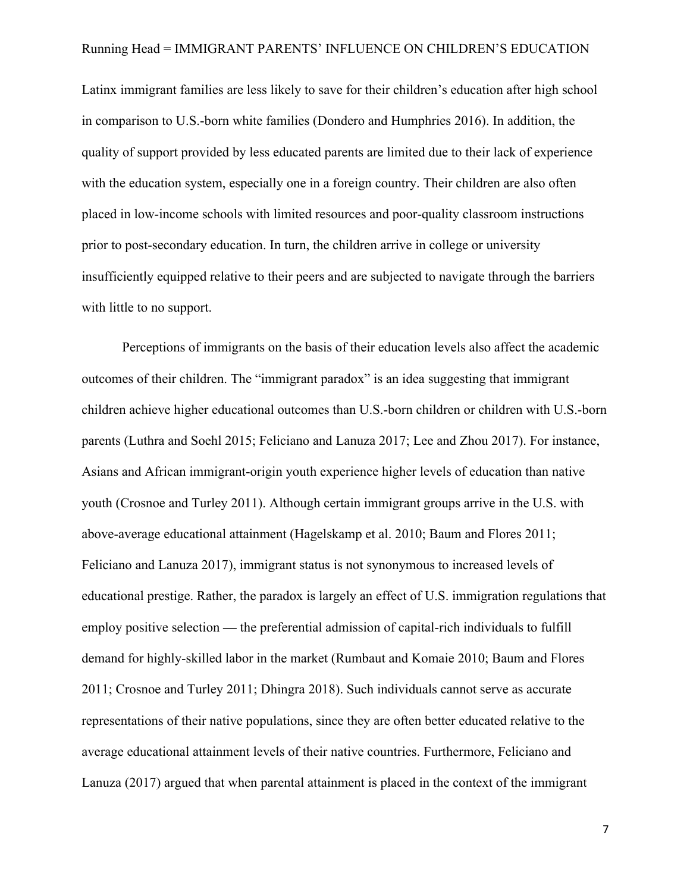Latinx immigrant families are less likely to save for their children's education after high school in comparison to U.S.-born white families (Dondero and Humphries 2016). In addition, the quality of support provided by less educated parents are limited due to their lack of experience with the education system, especially one in a foreign country. Their children are also often placed in low-income schools with limited resources and poor-quality classroom instructions prior to post-secondary education. In turn, the children arrive in college or university insufficiently equipped relative to their peers and are subjected to navigate through the barriers with little to no support.

Perceptions of immigrants on the basis of their education levels also affect the academic outcomes of their children. The "immigrant paradox" is an idea suggesting that immigrant children achieve higher educational outcomes than U.S.-born children or children with U.S.-born parents (Luthra and Soehl 2015; Feliciano and Lanuza 2017; Lee and Zhou 2017). For instance, Asians and African immigrant-origin youth experience higher levels of education than native youth (Crosnoe and Turley 2011). Although certain immigrant groups arrive in the U.S. with above-average educational attainment (Hagelskamp et al. 2010; Baum and Flores 2011; Feliciano and Lanuza 2017), immigrant status is not synonymous to increased levels of educational prestige. Rather, the paradox is largely an effect of U.S. immigration regulations that employ positive selection — the preferential admission of capital-rich individuals to fulfill demand for highly-skilled labor in the market (Rumbaut and Komaie 2010; Baum and Flores 2011; Crosnoe and Turley 2011; Dhingra 2018). Such individuals cannot serve as accurate representations of their native populations, since they are often better educated relative to the average educational attainment levels of their native countries. Furthermore, Feliciano and Lanuza (2017) argued that when parental attainment is placed in the context of the immigrant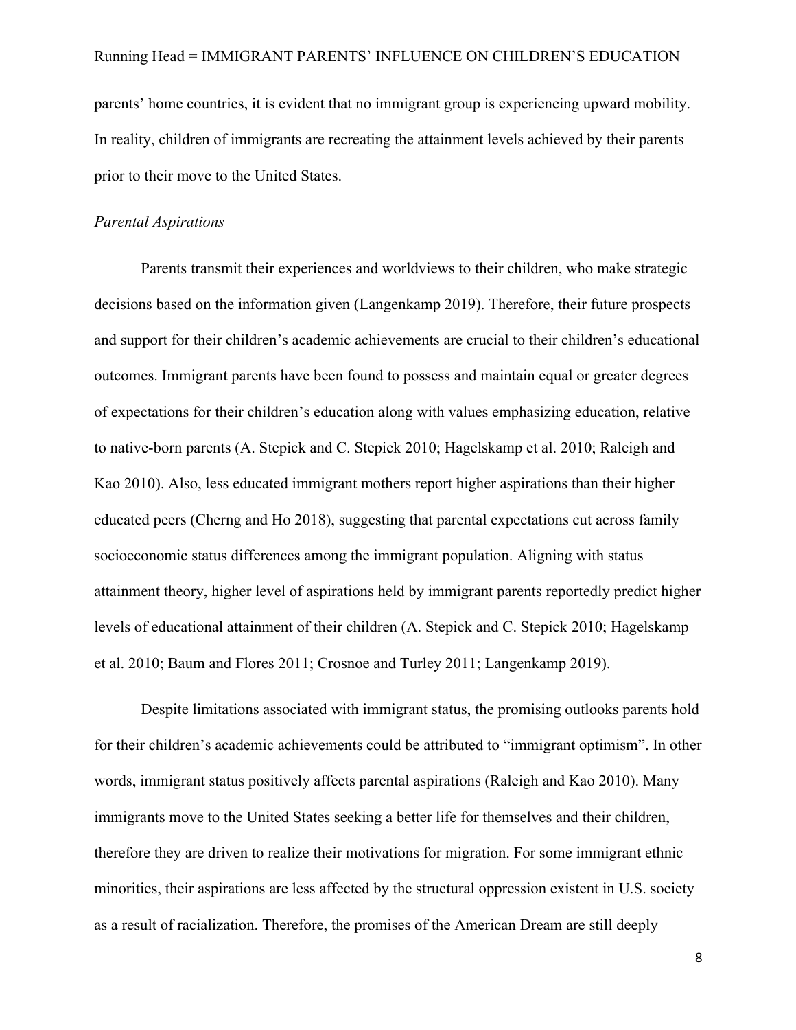parents' home countries, it is evident that no immigrant group is experiencing upward mobility. In reality, children of immigrants are recreating the attainment levels achieved by their parents prior to their move to the United States.

*Parental Aspirations*

Parents transmit their experiences and worldviews to their children, who make strategic decisions based on the information given (Langenkamp 2019). Therefore, their future prospects and support for their children's academic achievements are crucial to their children's educational outcomes. Immigrant parents have been found to possess and maintain equal or greater degrees of expectations for their children's education along with values emphasizing education, relative to native-born parents (A. Stepick and C. Stepick 2010; Hagelskamp et al. 2010; Raleigh and Kao 2010). Also, less educated immigrant mothers report higher aspirations than their higher educated peers (Cherng and Ho 2018), suggesting that parental expectations cut across family socioeconomic status differences among the immigrant population. Aligning with status attainment theory, higher level of aspirations held by immigrant parents reportedly predict higher levels of educational attainment of their children (A. Stepick and C. Stepick 2010; Hagelskamp et al. 2010; Baum and Flores 2011; Crosnoe and Turley 2011; Langenkamp 2019).

Despite limitations associated with immigrant status, the promising outlooks parents hold for their children's academic achievements could be attributed to "immigrant optimism". In other words, immigrant status positively affects parental aspirations (Raleigh and Kao 2010). Many immigrants move to the United States seeking a better life for themselves and their children, therefore they are driven to realize their motivations for migration. For some immigrant ethnic minorities, their aspirations are less affected by the structural oppression existent in U.S. society as a result of racialization. Therefore, the promises of the American Dream are still deeply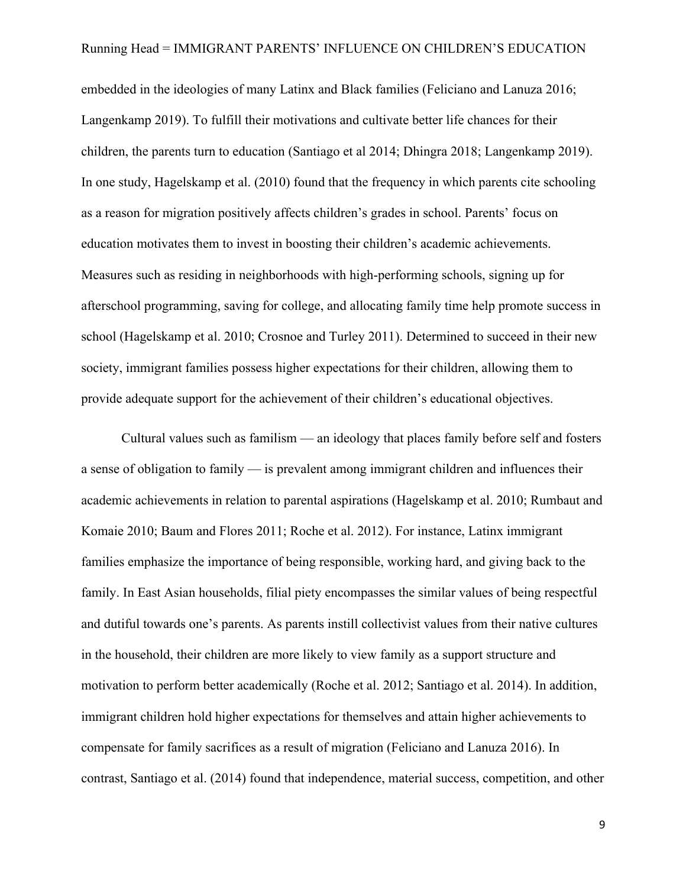embedded in the ideologies of many Latinx and Black families (Feliciano and Lanuza 2016; Langenkamp 2019). To fulfill their motivations and cultivate better life chances for their children, the parents turn to education (Santiago et al 2014; Dhingra 2018; Langenkamp 2019). In one study, Hagelskamp et al. (2010) found that the frequency in which parents cite schooling as a reason for migration positively affects children's grades in school. Parents' focus on education motivates them to invest in boosting their children's academic achievements. Measures such as residing in neighborhoods with high-performing schools, signing up for afterschool programming, saving for college, and allocating family time help promote success in school (Hagelskamp et al. 2010; Crosnoe and Turley 2011). Determined to succeed in their new society, immigrant families possess higher expectations for their children, allowing them to provide adequate support for the achievement of their children's educational objectives.

Cultural values such as familism — an ideology that places family before self and fosters a sense of obligation to family — is prevalent among immigrant children and influences their academic achievements in relation to parental aspirations (Hagelskamp et al. 2010; Rumbaut and Komaie 2010; Baum and Flores 2011; Roche et al. 2012). For instance, Latinx immigrant families emphasize the importance of being responsible, working hard, and giving back to the family. In East Asian households, filial piety encompasses the similar values of being respectful and dutiful towards one's parents. As parents instill collectivist values from their native cultures in the household, their children are more likely to view family as a support structure and motivation to perform better academically (Roche et al. 2012; Santiago et al. 2014). In addition, immigrant children hold higher expectations for themselves and attain higher achievements to compensate for family sacrifices as a result of migration (Feliciano and Lanuza 2016). In contrast, Santiago et al. (2014) found that independence, material success, competition, and other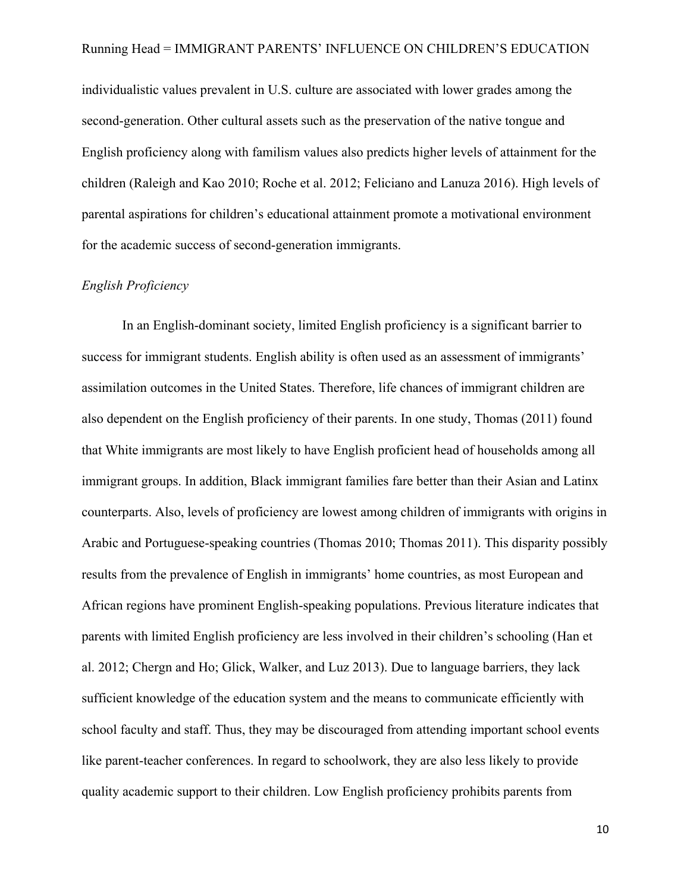individualistic values prevalent in U.S. culture are associated with lower grades among the second-generation. Other cultural assets such as the preservation of the native tongue and English proficiency along with familism values also predicts higher levels of attainment for the children (Raleigh and Kao 2010; Roche et al. 2012; Feliciano and Lanuza 2016). High levels of parental aspirations for children's educational attainment promote a motivational environment for the academic success of second-generation immigrants.

*English Proficiency*

In an English-dominant society, limited English proficiency is a significant barrier to success for immigrant students. English ability is often used as an assessment of immigrants' assimilation outcomes in the United States. Therefore, life chances of immigrant children are also dependent on the English proficiency of their parents. In one study, Thomas (2011) found that White immigrants are most likely to have English proficient head of households among all immigrant groups. In addition, Black immigrant families fare better than their Asian and Latinx counterparts. Also, levels of proficiency are lowest among children of immigrants with origins in Arabic and Portuguese-speaking countries (Thomas 2010; Thomas 2011). This disparity possibly results from the prevalence of English in immigrants' home countries, as most European and African regions have prominent English-speaking populations. Previous literature indicates that parents with limited English proficiency are less involved in their children's schooling (Han et al. 2012; Chergn and Ho; Glick, Walker, and Luz 2013). Due to language barriers, they lack sufficient knowledge of the education system and the means to communicate efficiently with school faculty and staff. Thus, they may be discouraged from attending important school events like parent-teacher conferences. In regard to schoolwork, they are also less likely to provide quality academic support to their children. Low English proficiency prohibits parents from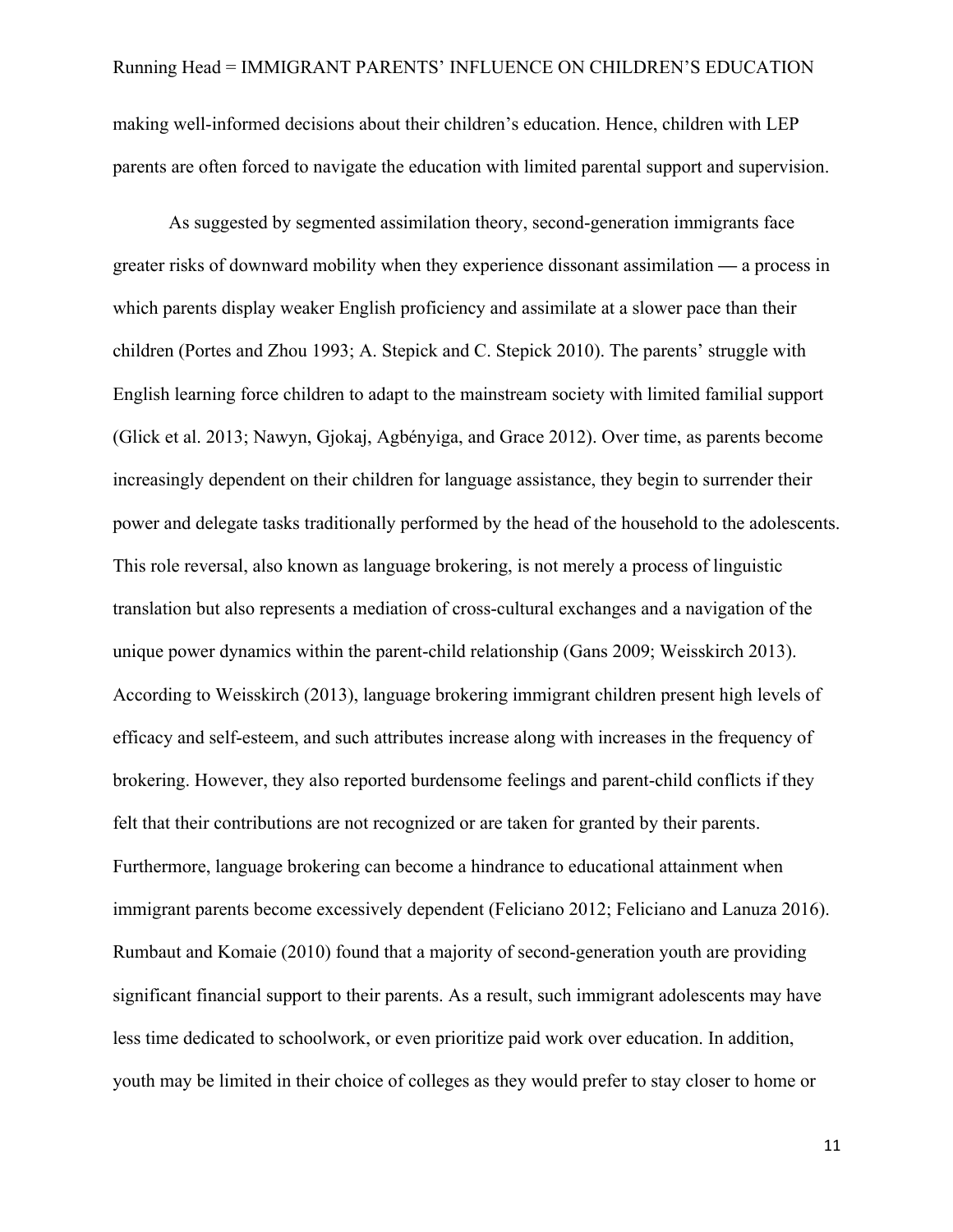making well-informed decisions about their children's education. Hence, children with LEP parents are often forced to navigate the education with limited parental support and supervision.

As suggested by segmented assimilation theory, second-generation immigrants face greater risks of downward mobility when they experience dissonant assimilation — a process in which parents display weaker English proficiency and assimilate at a slower pace than their children (Portes and Zhou 1993; A. Stepick and C. Stepick 2010). The parents' struggle with English learning force children to adapt to the mainstream society with limited familial support (Glick et al. 2013; Nawyn, Gjokaj, Agbényiga, and Grace 2012). Over time, as parents become increasingly dependent on their children for language assistance, they begin to surrender their power and delegate tasks traditionally performed by the head of the household to the adolescents. This role reversal, also known as language brokering, is not merely a process of linguistic translation but also represents a mediation of cross-cultural exchanges and a navigation of the unique power dynamics within the parent-child relationship (Gans 2009; Weisskirch 2013). According to Weisskirch (2013), language brokering immigrant children present high levels of efficacy and self-esteem, and such attributes increase along with increases in the frequency of brokering. However, they also reported burdensome feelings and parent-child conflicts if they felt that their contributions are not recognized or are taken for granted by their parents. Furthermore, language brokering can become a hindrance to educational attainment when immigrant parents become excessively dependent (Feliciano 2012; Feliciano and Lanuza 2016). Rumbaut and Komaie (2010) found that a majority of second-generation youth are providing significant financial support to their parents. As a result, such immigrant adolescents may have less time dedicated to schoolwork, or even prioritize paid work over education. In addition, youth may be limited in their choice of colleges as they would prefer to stay closer to home or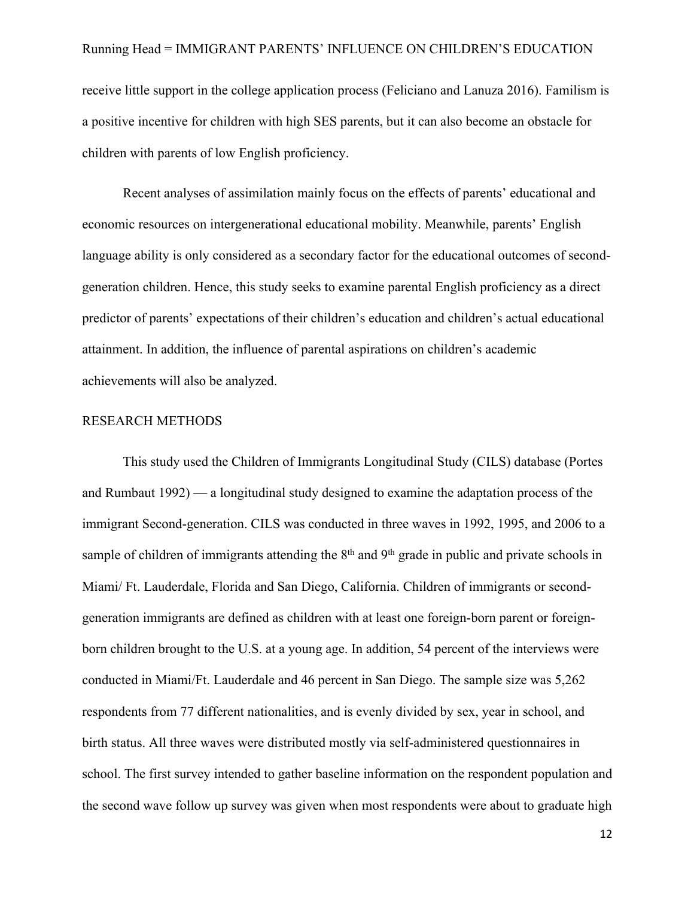receive little support in the college application process (Feliciano and Lanuza 2016). Familism is a positive incentive for children with high SES parents, but it can also become an obstacle for children with parents of low English proficiency.

Recent analyses of assimilation mainly focus on the effects of parents' educational and economic resources on intergenerational educational mobility. Meanwhile, parents' English language ability is only considered as a secondary factor for the educational outcomes of second-generation children. Hence, this study seeks to examine parental English proficiency as a direct predictor of parents' expectations of their children's education and children's actual educational attainment. In addition, the influence of parental aspirations on children's academic achievements will also be analyzed.

## RESEARCH METHODS

This study used the Children of Immigrants Longitudinal Study (CILS) database (Portes and Rumbaut 1992) — a longitudinal study designed to examine the adaptation process of the immigrant Second-generation. CILS was conducted in three waves in 1992, 1995, and 2006 to a sample of children of immigrants attending the 8th and 9th grade in public and private schools in Miami/ Ft. Lauderdale, Florida and San Diego, California. Children of immigrants or second-generation immigrants are defined as children with at least one foreign-born parent or foreign-born children brought to the U.S. at a young age. In addition, 54 percent of the interviews were conducted in Miami/Ft. Lauderdale and 46 percent in San Diego. The sample size was 5,262 respondents from 77 different nationalities, and is evenly divided by sex, year in school, and birth status. All three waves were distributed mostly via self-administered questionnaires in school. The first survey intended to gather baseline information on the respondent population and the second wave follow up survey was given when most respondents were about to graduate high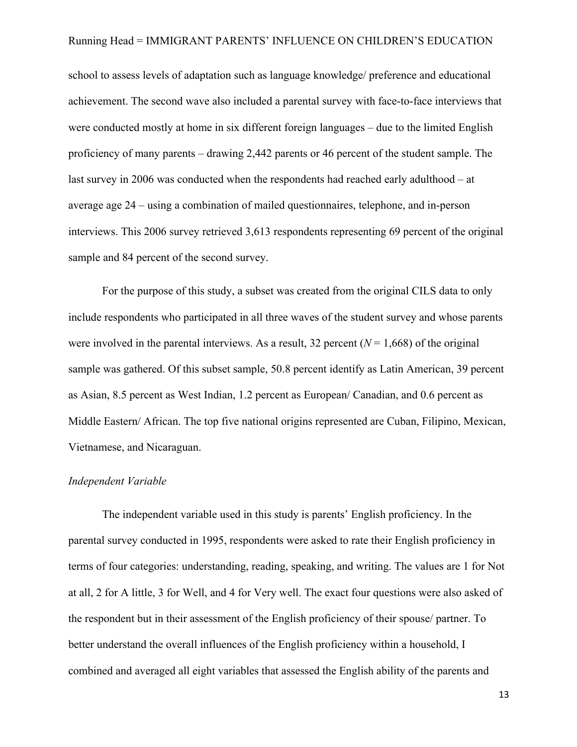school to assess levels of adaptation such as language knowledge/ preference and educational achievement. The second wave also included a parental survey with face-to-face interviews that were conducted mostly at home in six different foreign languages – due to the limited English proficiency of many parents – drawing 2,442 parents or 46 percent of the student sample. The last survey in 2006 was conducted when the respondents had reached early adulthood – at average age 24 – using a combination of mailed questionnaires, telephone, and in-person interviews. This 2006 survey retrieved 3,613 respondents representing 69 percent of the original sample and 84 percent of the second survey.

For the purpose of this study, a subset was created from the original CILS data to only include respondents who participated in all three waves of the student survey and whose parents were involved in the parental interviews. As a result, 32 percent ($N$ = 1,668) of the original sample was gathered. Of this subset sample, 50.8 percent identify as Latin American, 39 percent as Asian, 8.5 percent as West Indian, 1.2 percent as European/ Canadian, and 0.6 percent as Middle Eastern/ African. The top five national origins represented are Cuban, Filipino, Mexican, Vietnamese, and Nicaraguan.

*Independent Variable*

The independent variable used in this study is parents' English proficiency. In the parental survey conducted in 1995, respondents were asked to rate their English proficiency in terms of four categories: understanding, reading, speaking, and writing. The values are 1 for Not at all, 2 for A little, 3 for Well, and 4 for Very well. The exact four questions were also asked of the respondent but in their assessment of the English proficiency of their spouse/ partner. To better understand the overall influences of the English proficiency within a household, I combined and averaged all eight variables that assessed the English ability of the parents and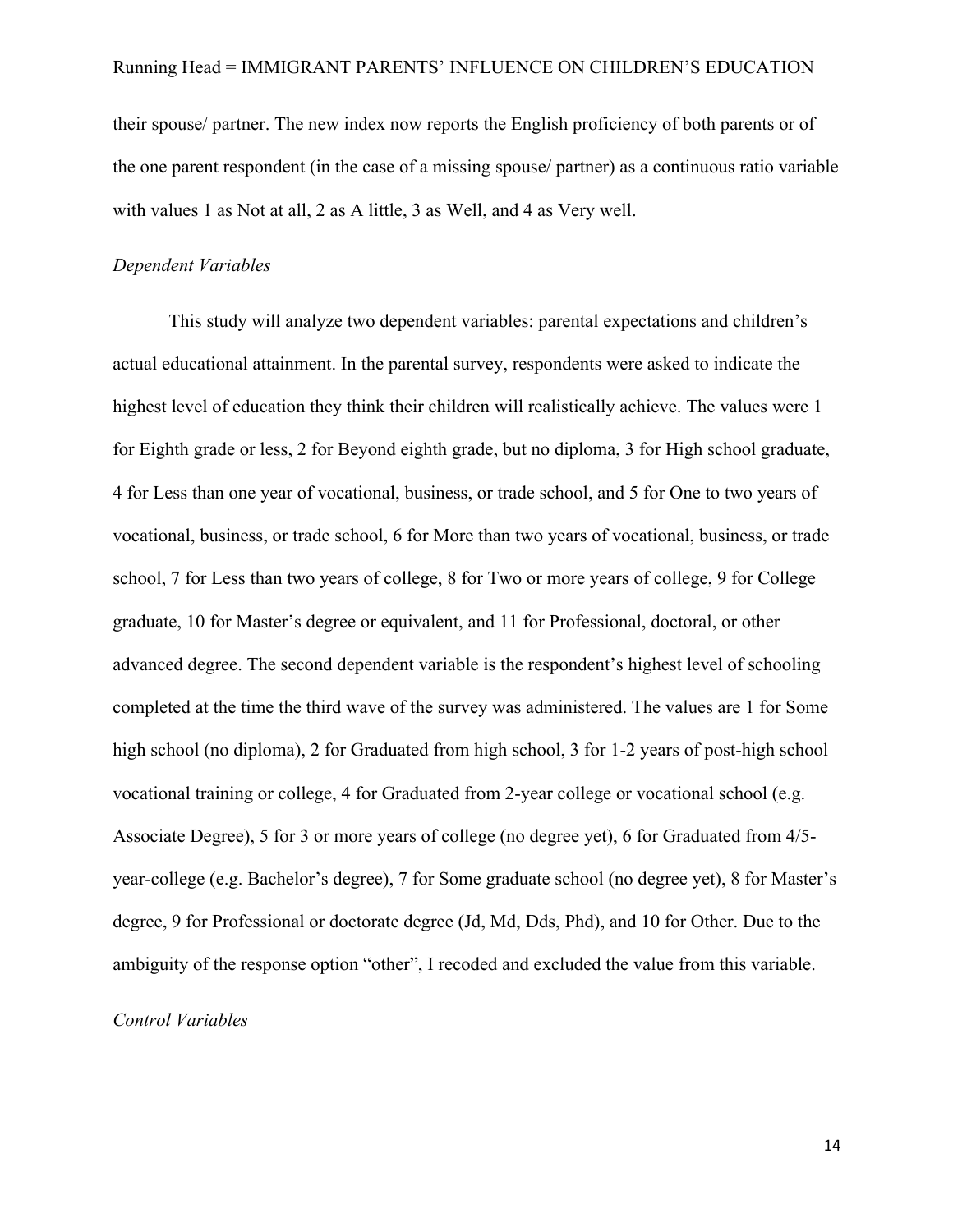their spouse/ partner. The new index now reports the English proficiency of both parents or of the one parent respondent (in the case of a missing spouse/ partner) as a continuous ratio variable with values 1 as Not at all, 2 as A little, 3 as Well, and 4 as Very well.

*Dependent Variables*

This study will analyze two dependent variables: parental expectations and children's actual educational attainment. In the parental survey, respondents were asked to indicate the highest level of education they think their children will realistically achieve. The values were 1 for Eighth grade or less, 2 for Beyond eighth grade, but no diploma, 3 for High school graduate, 4 for Less than one year of vocational, business, or trade school, and 5 for One to two years of vocational, business, or trade school, 6 for More than two years of vocational, business, or trade school, 7 for Less than two years of college, 8 for Two or more years of college, 9 for College graduate, 10 for Master's degree or equivalent, and 11 for Professional, doctoral, or other advanced degree. The second dependent variable is the respondent's highest level of schooling completed at the time the third wave of the survey was administered. The values are 1 for Some high school (no diploma), 2 for Graduated from high school, 3 for 1-2 years of post-high school vocational training or college, 4 for Graduated from 2-year college or vocational school (e.g. Associate Degree), 5 for 3 or more years of college (no degree yet), 6 for Graduated from 4/5-year-college (e.g. Bachelor's degree), 7 for Some graduate school (no degree yet), 8 for Master's degree, 9 for Professional or doctorate degree (Jd, Md, Dds, Phd), and 10 for Other. Due to the ambiguity of the response option "other", I recoded and excluded the value from this variable.

*Control Variables*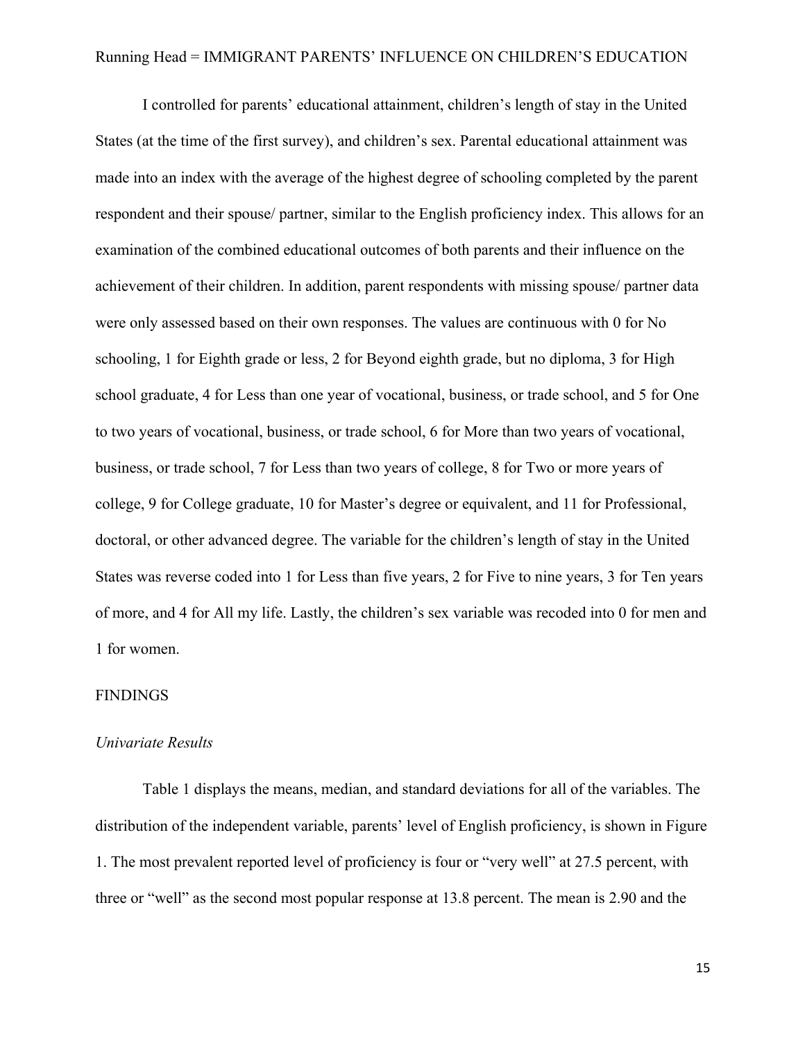I controlled for parents' educational attainment, children's length of stay in the United States (at the time of the first survey), and children's sex. Parental educational attainment was made into an index with the average of the highest degree of schooling completed by the parent respondent and their spouse/ partner, similar to the English proficiency index. This allows for an examination of the combined educational outcomes of both parents and their influence on the achievement of their children. In addition, parent respondents with missing spouse/ partner data were only assessed based on their own responses. The values are continuous with 0 for No schooling, 1 for Eighth grade or less, 2 for Beyond eighth grade, but no diploma, 3 for High school graduate, 4 for Less than one year of vocational, business, or trade school, and 5 for One to two years of vocational, business, or trade school, 6 for More than two years of vocational, business, or trade school, 7 for Less than two years of college, 8 for Two or more years of college, 9 for College graduate, 10 for Master's degree or equivalent, and 11 for Professional, doctoral, or other advanced degree. The variable for the children's length of stay in the United States was reverse coded into 1 for Less than five years, 2 for Five to nine years, 3 for Ten years of more, and 4 for All my life. Lastly, the children's sex variable was recoded into 0 for men and 1 for women.

## FINDINGS

### *Univariate Results*

Table 1 displays the means, median, and standard deviations for all of the variables. The distribution of the independent variable, parents' level of English proficiency, is shown in Figure 1. The most prevalent reported level of proficiency is four or "very well" at 27.5 percent, with three or "well" as the second most popular response at 13.8 percent. The mean is 2.90 and the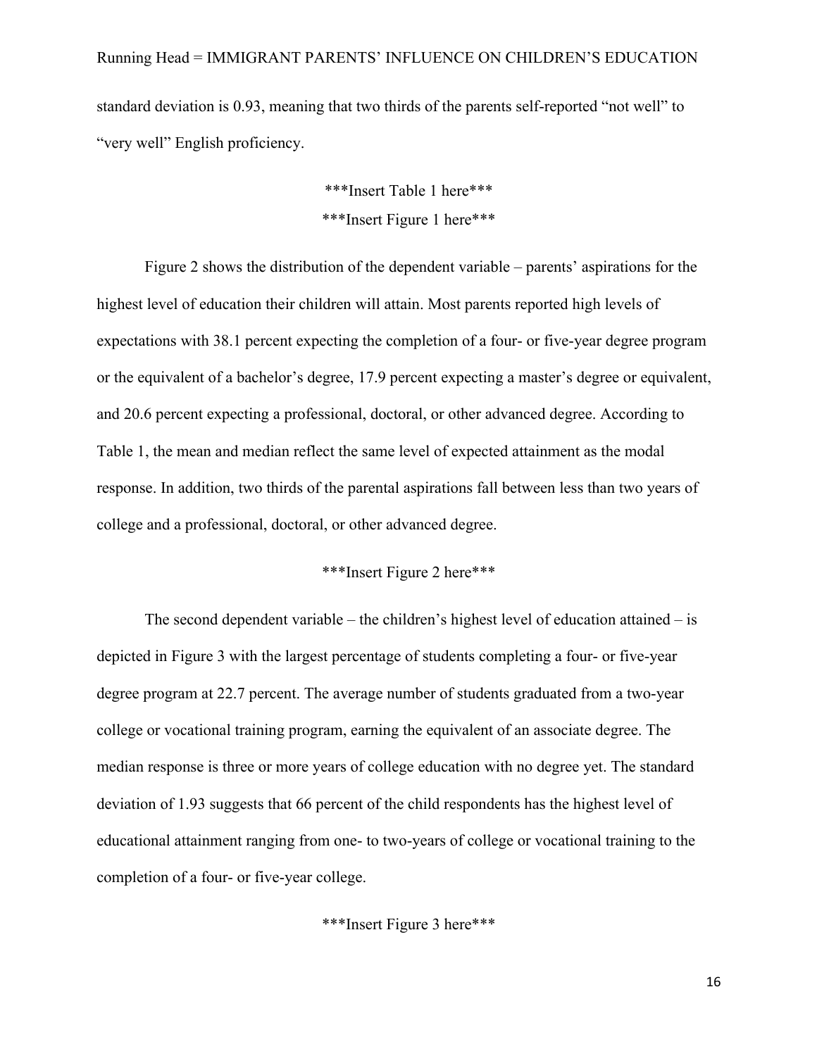standard deviation is 0.93, meaning that two thirds of the parents self-reported "not well" to "very well" English proficiency.

***Insert Table 1 here***
***Insert Figure 1 here***

Figure 2 shows the distribution of the dependent variable – parents' aspirations for the highest level of education their children will attain. Most parents reported high levels of expectations with 38.1 percent expecting the completion of a four- or five-year degree program or the equivalent of a bachelor's degree, 17.9 percent expecting a master's degree or equivalent, and 20.6 percent expecting a professional, doctoral, or other advanced degree. According to Table 1, the mean and median reflect the same level of expected attainment as the modal response. In addition, two thirds of the parental aspirations fall between less than two years of college and a professional, doctoral, or other advanced degree.

***Insert Figure 2 here***

The second dependent variable – the children's highest level of education attained – is depicted in Figure 3 with the largest percentage of students completing a four- or five-year degree program at 22.7 percent. The average number of students graduated from a two-year college or vocational training program, earning the equivalent of an associate degree. The median response is three or more years of college education with no degree yet. The standard deviation of 1.93 suggests that 66 percent of the child respondents has the highest level of educational attainment ranging from one- to two-years of college or vocational training to the completion of a four- or five-year college.

***Insert Figure 3 here***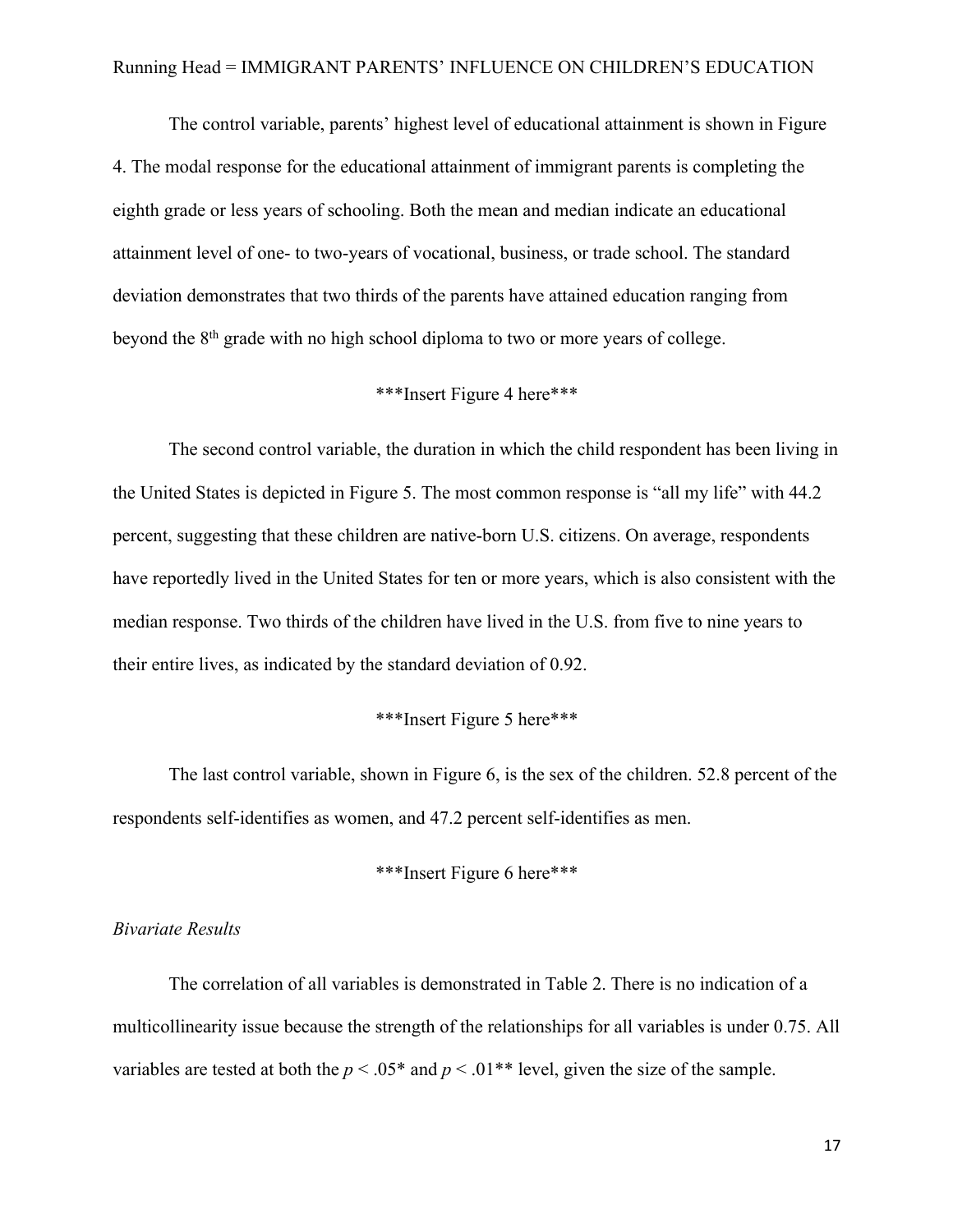The control variable, parents' highest level of educational attainment is shown in Figure 4. The modal response for the educational attainment of immigrant parents is completing the eighth grade or less years of schooling. Both the mean and median indicate an educational attainment level of one- to two-years of vocational, business, or trade school. The standard deviation demonstrates that two thirds of the parents have attained education ranging from beyond the 8$^{th}$ grade with no high school diploma to two or more years of college.

***Insert Figure 4 here***

The second control variable, the duration in which the child respondent has been living in the United States is depicted in Figure 5. The most common response is "all my life" with 44.2 percent, suggesting that these children are native-born U.S. citizens. On average, respondents have reportedly lived in the United States for ten or more years, which is also consistent with the median response. Two thirds of the children have lived in the U.S. from five to nine years to their entire lives, as indicated by the standard deviation of 0.92.

***Insert Figure 5 here***

The last control variable, shown in Figure 6, is the sex of the children. 52.8 percent of the respondents self-identifies as women, and 47.2 percent self-identifies as men.

***Insert Figure 6 here***

*Bivariate Results*

The correlation of all variables is demonstrated in Table 2. There is no indication of a multicollinearity issue because the strength of the relationships for all variables is under 0.75. All variables are tested at both the $p < .05$* and $p < .01$** level, given the size of the sample.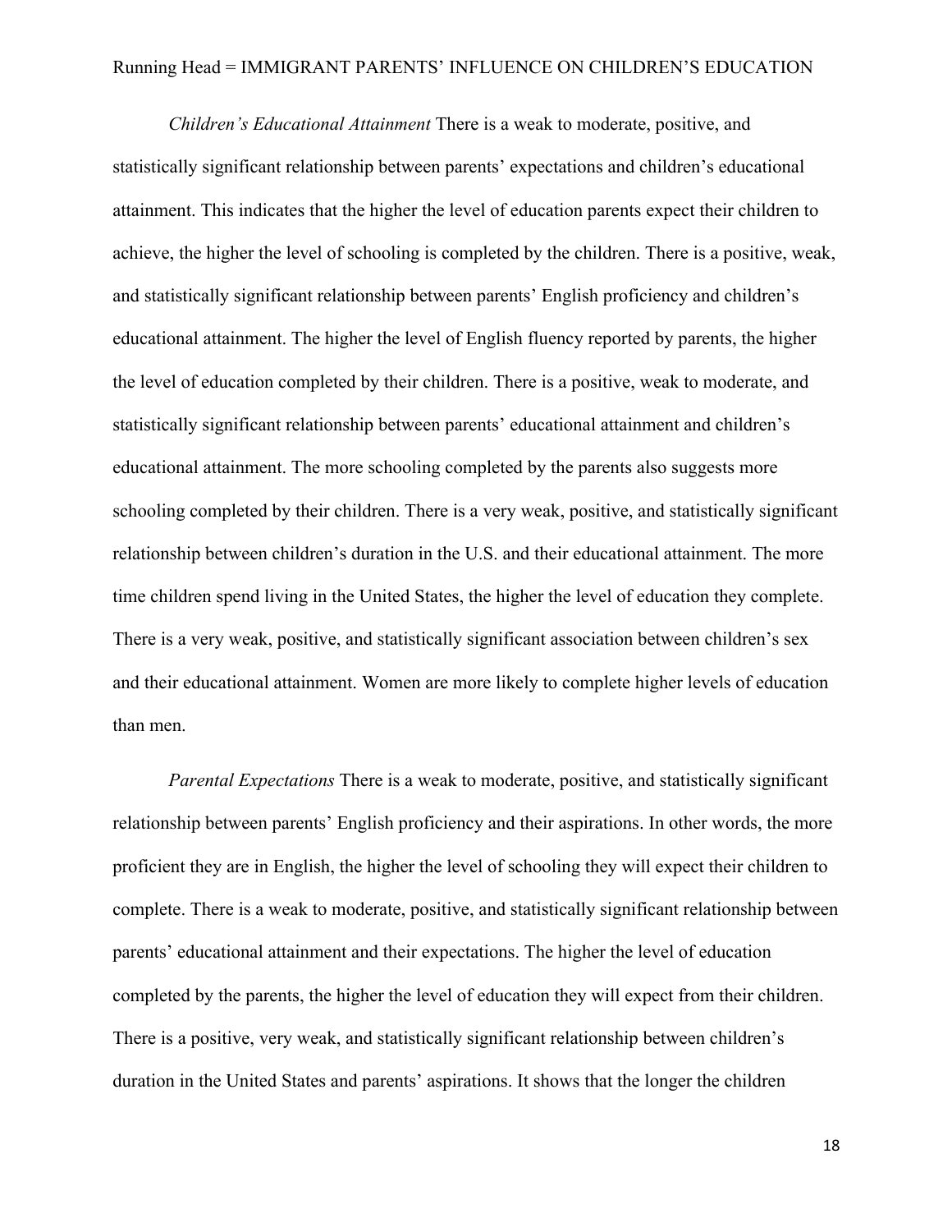*Children's Educational Attainment* There is a weak to moderate, positive, and statistically significant relationship between parents' expectations and children's educational attainment. This indicates that the higher the level of education parents expect their children to achieve, the higher the level of schooling is completed by the children. There is a positive, weak, and statistically significant relationship between parents' English proficiency and children's educational attainment. The higher the level of English fluency reported by parents, the higher the level of education completed by their children. There is a positive, weak to moderate, and statistically significant relationship between parents' educational attainment and children's educational attainment. The more schooling completed by the parents also suggests more schooling completed by their children. There is a very weak, positive, and statistically significant relationship between children's duration in the U.S. and their educational attainment. The more time children spend living in the United States, the higher the level of education they complete. There is a very weak, positive, and statistically significant association between children's sex and their educational attainment. Women are more likely to complete higher levels of education than men.

*Parental Expectations* There is a weak to moderate, positive, and statistically significant relationship between parents' English proficiency and their aspirations. In other words, the more proficient they are in English, the higher the level of schooling they will expect their children to complete. There is a weak to moderate, positive, and statistically significant relationship between parents' educational attainment and their expectations. The higher the level of education completed by the parents, the higher the level of education they will expect from their children. There is a positive, very weak, and statistically significant relationship between children's duration in the United States and parents' aspirations. It shows that the longer the children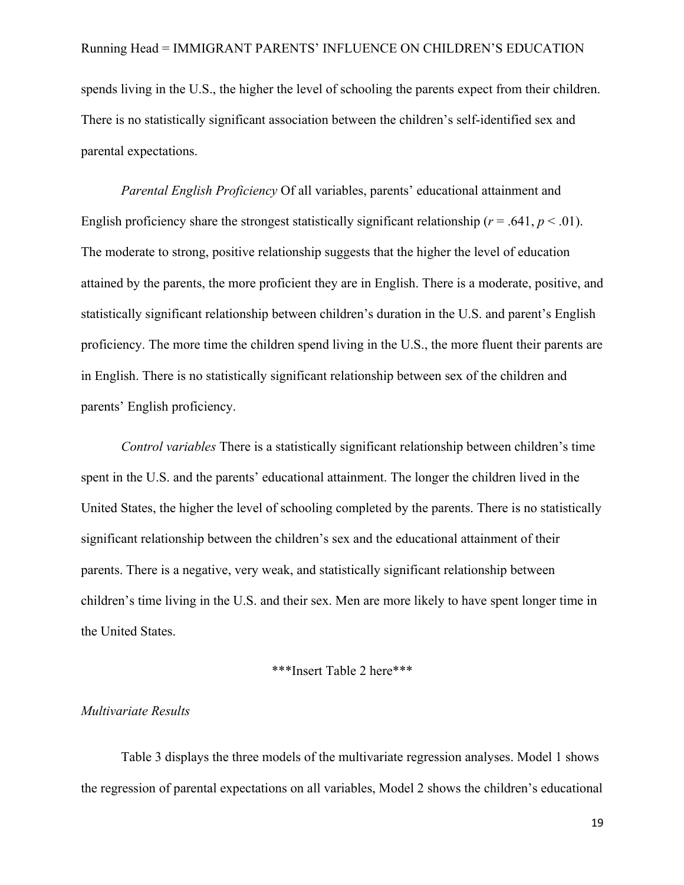spends living in the U.S., the higher the level of schooling the parents expect from their children. There is no statistically significant association between the children's self-identified sex and parental expectations.

*Parental English Proficiency* Of all variables, parents' educational attainment and English proficiency share the strongest statistically significant relationship ($r = .641$, $p < .01$). The moderate to strong, positive relationship suggests that the higher the level of education attained by the parents, the more proficient they are in English. There is a moderate, positive, and statistically significant relationship between children's duration in the U.S. and parent's English proficiency. The more time the children spend living in the U.S., the more fluent their parents are in English. There is no statistically significant relationship between sex of the children and parents' English proficiency.

*Control variables* There is a statistically significant relationship between children's time spent in the U.S. and the parents' educational attainment. The longer the children lived in the United States, the higher the level of schooling completed by the parents. There is no statistically significant relationship between the children's sex and the educational attainment of their parents. There is a negative, very weak, and statistically significant relationship between children's time living in the U.S. and their sex. Men are more likely to have spent longer time in the United States.

***Insert Table 2 here***

*Multivariate Results*

Table 3 displays the three models of the multivariate regression analyses. Model 1 shows the regression of parental expectations on all variables, Model 2 shows the children's educational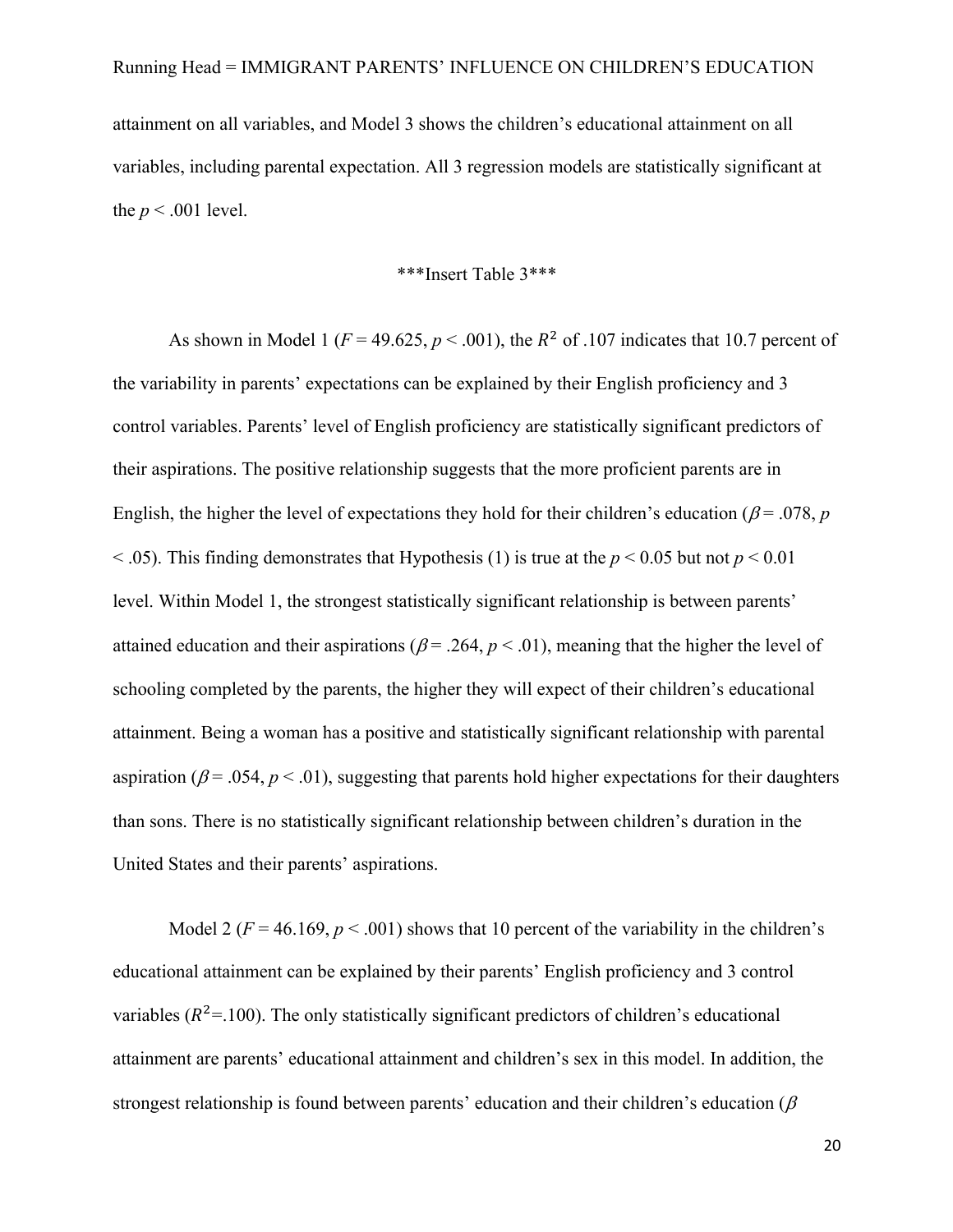attainment on all variables, and Model 3 shows the children's educational attainment on all variables, including parental expectation. All 3 regression models are statistically significant at the $p < .001$ level.

***Insert Table 3***

As shown in Model 1 ($F = 49.625$, $p < .001$), the $R^2$ of .107 indicates that 10.7 percent of the variability in parents' expectations can be explained by their English proficiency and 3 control variables. Parents' level of English proficiency are statistically significant predictors of their aspirations. The positive relationship suggests that the more proficient parents are in English, the higher the level of expectations they hold for their children's education ($\beta = .078$, $p < .05$). This finding demonstrates that Hypothesis (1) is true at the $p < 0.05$ but not $p < 0.01$ level. Within Model 1, the strongest statistically significant relationship is between parents' attained education and their aspirations ($\beta = .264$, $p < .01$), meaning that the higher the level of schooling completed by the parents, the higher they will expect of their children's educational attainment. Being a woman has a positive and statistically significant relationship with parental aspiration ($\beta = .054$, $p < .01$), suggesting that parents hold higher expectations for their daughters than sons. There is no statistically significant relationship between children's duration in the United States and their parents' aspirations.

Model 2 ($F = 46.169$, $p < .001$) shows that 10 percent of the variability in the children's educational attainment can be explained by their parents' English proficiency and 3 control variables ($R^2$=.100). The only statistically significant predictors of children's educational attainment are parents' educational attainment and children's sex in this model. In addition, the strongest relationship is found between parents' education and their children's education ($\beta$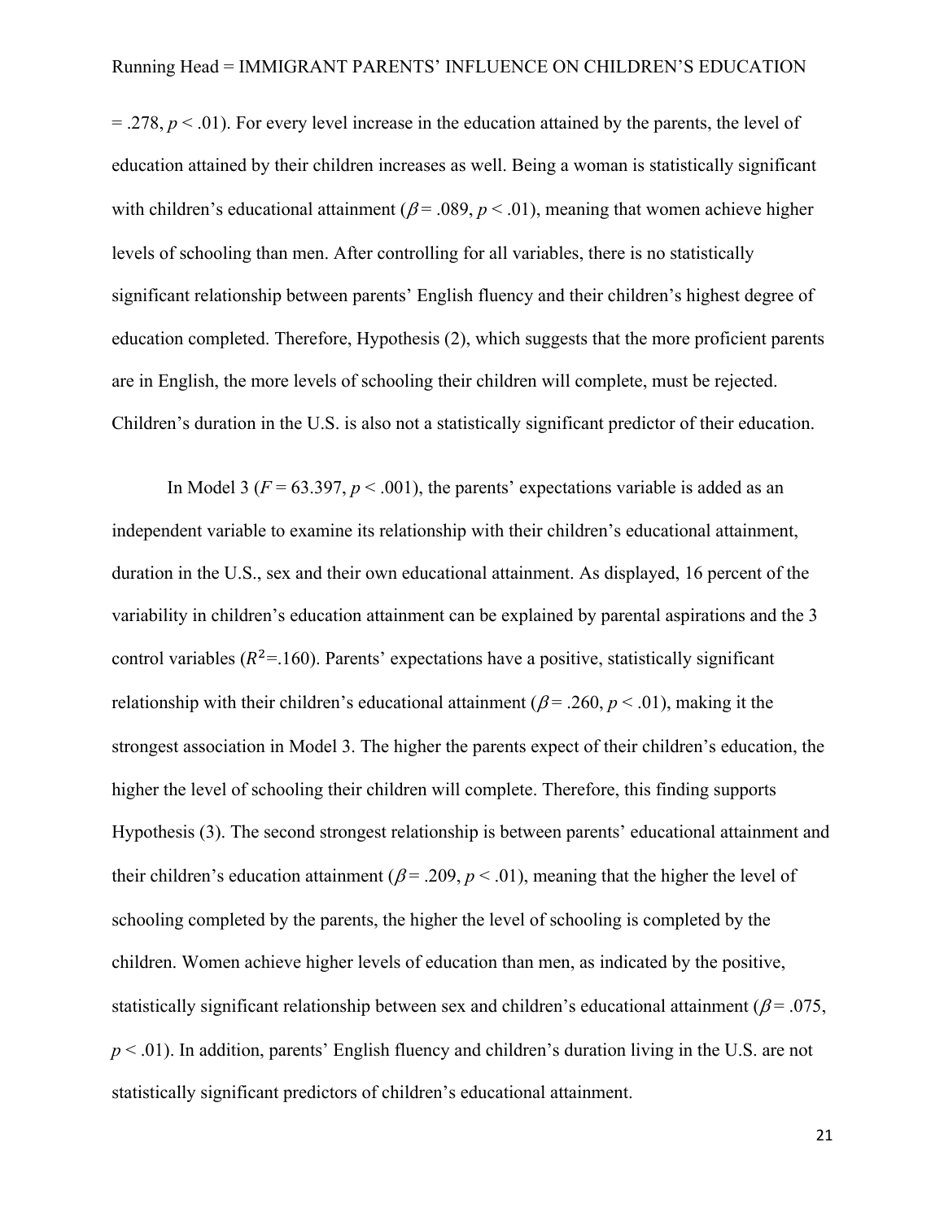= .278, $p < .01$). For every level increase in the education attained by the parents, the level of education attained by their children increases as well. Being a woman is statistically significant with children's educational attainment ($\beta = .089$, $p < .01$), meaning that women achieve higher levels of schooling than men. After controlling for all variables, there is no statistically significant relationship between parents' English fluency and their children's highest degree of education completed. Therefore, Hypothesis (2), which suggests that the more proficient parents are in English, the more levels of schooling their children will complete, must be rejected. Children's duration in the U.S. is also not a statistically significant predictor of their education.

In Model 3 ($F = 63.397$, $p < .001$), the parents' expectations variable is added as an independent variable to examine its relationship with their children's educational attainment, duration in the U.S., sex and their own educational attainment. As displayed, 16 percent of the variability in children's education attainment can be explained by parental aspirations and the 3 control variables ($R^2$=.160). Parents' expectations have a positive, statistically significant relationship with their children's educational attainment ($\beta = .260$, $p < .01$), making it the strongest association in Model 3. The higher the parents expect of their children's education, the higher the level of schooling their children will complete. Therefore, this finding supports Hypothesis (3). The second strongest relationship is between parents' educational attainment and their children's education attainment ($\beta = .209$, $p < .01$), meaning that the higher the level of schooling completed by the parents, the higher the level of schooling is completed by the children. Women achieve higher levels of education than men, as indicated by the positive, statistically significant relationship between sex and children's educational attainment ($\beta = .075$, $p < .01$). In addition, parents' English fluency and children's duration living in the U.S. are not statistically significant predictors of children's educational attainment.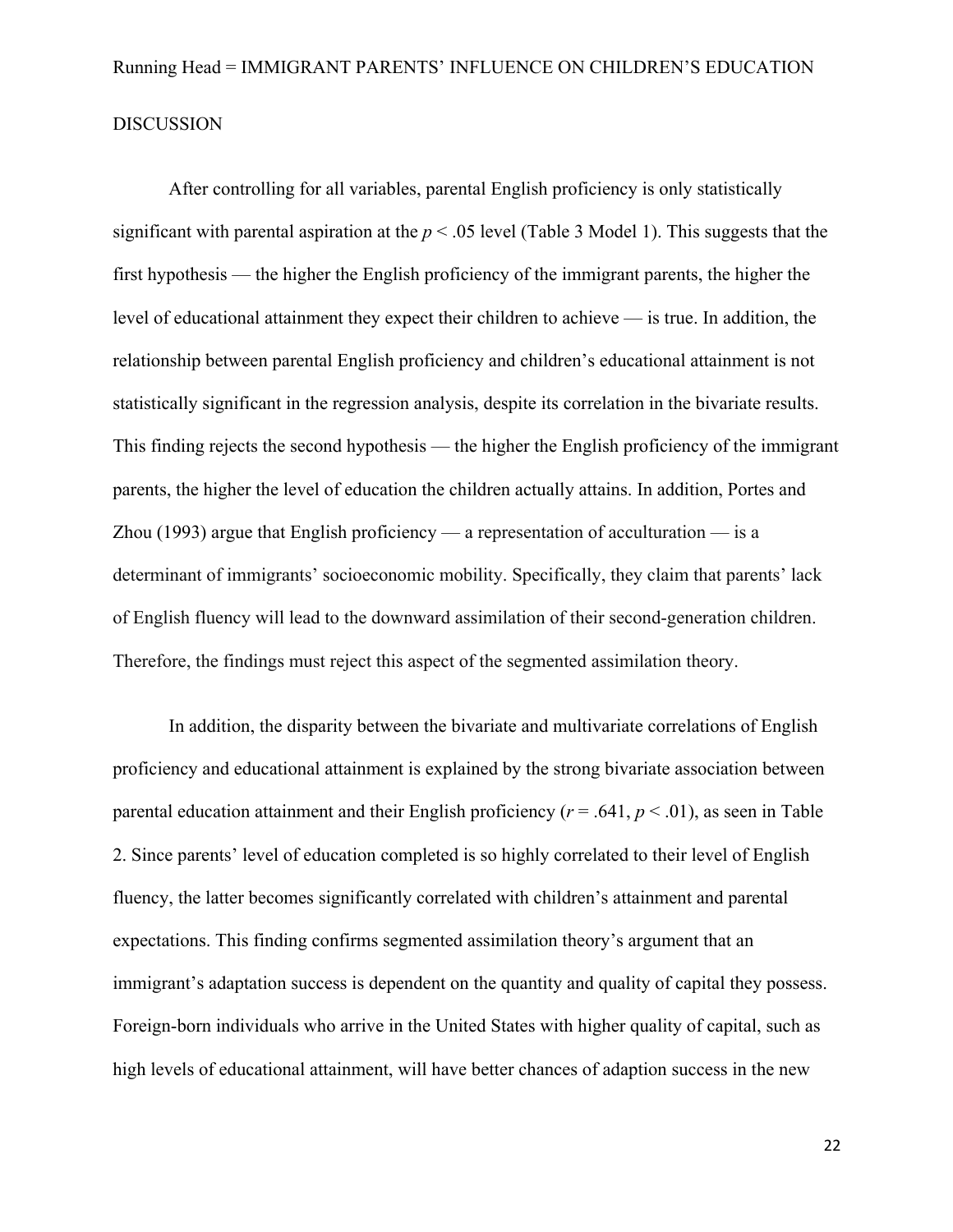## DISCUSSION

After controlling for all variables, parental English proficiency is only statistically significant with parental aspiration at the $p < .05$ level (Table 3 Model 1). This suggests that the first hypothesis — the higher the English proficiency of the immigrant parents, the higher the level of educational attainment they expect their children to achieve — is true. In addition, the relationship between parental English proficiency and children's educational attainment is not statistically significant in the regression analysis, despite its correlation in the bivariate results. This finding rejects the second hypothesis — the higher the English proficiency of the immigrant parents, the higher the level of education the children actually attains. In addition, Portes and Zhou (1993) argue that English proficiency — a representation of acculturation — is a determinant of immigrants' socioeconomic mobility. Specifically, they claim that parents' lack of English fluency will lead to the downward assimilation of their second-generation children. Therefore, the findings must reject this aspect of the segmented assimilation theory.

In addition, the disparity between the bivariate and multivariate correlations of English proficiency and educational attainment is explained by the strong bivariate association between parental education attainment and their English proficiency ($r = .641$, $p < .01$), as seen in Table 2. Since parents' level of education completed is so highly correlated to their level of English fluency, the latter becomes significantly correlated with children's attainment and parental expectations. This finding confirms segmented assimilation theory's argument that an immigrant's adaptation success is dependent on the quantity and quality of capital they possess. Foreign-born individuals who arrive in the United States with higher quality of capital, such as high levels of educational attainment, will have better chances of adaption success in the new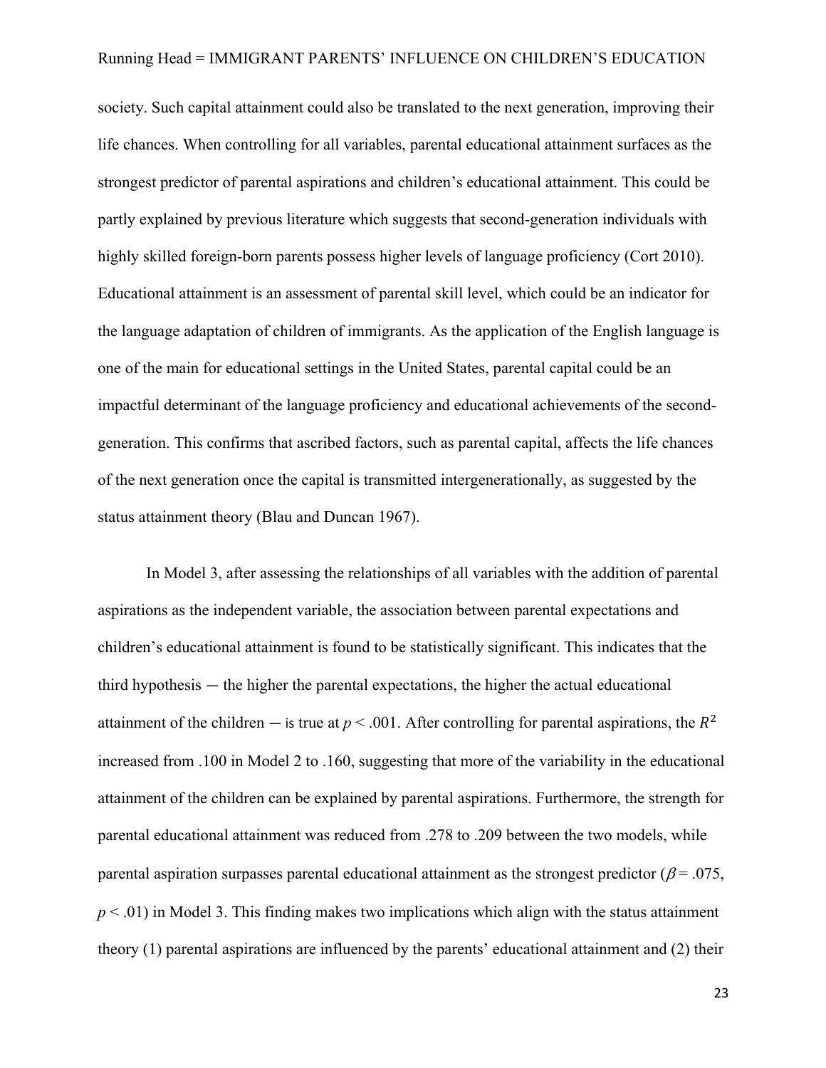society. Such capital attainment could also be translated to the next generation, improving their life chances. When controlling for all variables, parental educational attainment surfaces as the strongest predictor of parental aspirations and children's educational attainment. This could be partly explained by previous literature which suggests that second-generation individuals with highly skilled foreign-born parents possess higher levels of language proficiency (Cort 2010). Educational attainment is an assessment of parental skill level, which could be an indicator for the language adaptation of children of immigrants. As the application of the English language is one of the main for educational settings in the United States, parental capital could be an impactful determinant of the language proficiency and educational achievements of the second-generation. This confirms that ascribed factors, such as parental capital, affects the life chances of the next generation once the capital is transmitted intergenerationally, as suggested by the status attainment theory (Blau and Duncan 1967).

In Model 3, after assessing the relationships of all variables with the addition of parental aspirations as the independent variable, the association between parental expectations and children's educational attainment is found to be statistically significant. This indicates that the third hypothesis — the higher the parental expectations, the higher the actual educational attainment of the children — is true at $p < .001$. After controlling for parental aspirations, the $R^2$ increased from .100 in Model 2 to .160, suggesting that more of the variability in the educational attainment of the children can be explained by parental aspirations. Furthermore, the strength for parental educational attainment was reduced from .278 to .209 between the two models, while parental aspiration surpasses parental educational attainment as the strongest predictor ($\beta = .075$, $p < .01$) in Model 3. This finding makes two implications which align with the status attainment theory (1) parental aspirations are influenced by the parents' educational attainment and (2) their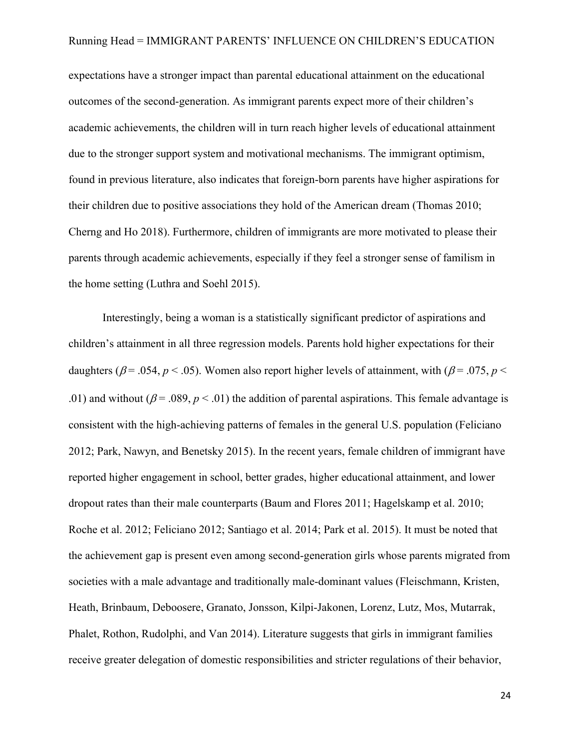expectations have a stronger impact than parental educational attainment on the educational outcomes of the second-generation. As immigrant parents expect more of their children's academic achievements, the children will in turn reach higher levels of educational attainment due to the stronger support system and motivational mechanisms. The immigrant optimism, found in previous literature, also indicates that foreign-born parents have higher aspirations for their children due to positive associations they hold of the American dream (Thomas 2010; Cherng and Ho 2018). Furthermore, children of immigrants are more motivated to please their parents through academic achievements, especially if they feel a stronger sense of familism in the home setting (Luthra and Soehl 2015).

Interestingly, being a woman is a statistically significant predictor of aspirations and children's attainment in all three regression models. Parents hold higher expectations for their daughters ($\beta = .054$, $p < .05$). Women also report higher levels of attainment, with ($\beta = .075$, $p < .01$) and without ($\beta = .089$, $p < .01$) the addition of parental aspirations. This female advantage is consistent with the high-achieving patterns of females in the general U.S. population (Feliciano 2012; Park, Nawyn, and Benetsky 2015). In the recent years, female children of immigrant have reported higher engagement in school, better grades, higher educational attainment, and lower dropout rates than their male counterparts (Baum and Flores 2011; Hagelskamp et al. 2010; Roche et al. 2012; Feliciano 2012; Santiago et al. 2014; Park et al. 2015). It must be noted that the achievement gap is present even among second-generation girls whose parents migrated from societies with a male advantage and traditionally male-dominant values (Fleischmann, Kristen, Heath, Brinbaum, Deboosere, Granato, Jonsson, Kilpi-Jakonen, Lorenz, Lutz, Mos, Mutarrak, Phalet, Rothon, Rudolphi, and Van 2014). Literature suggests that girls in immigrant families receive greater delegation of domestic responsibilities and stricter regulations of their behavior,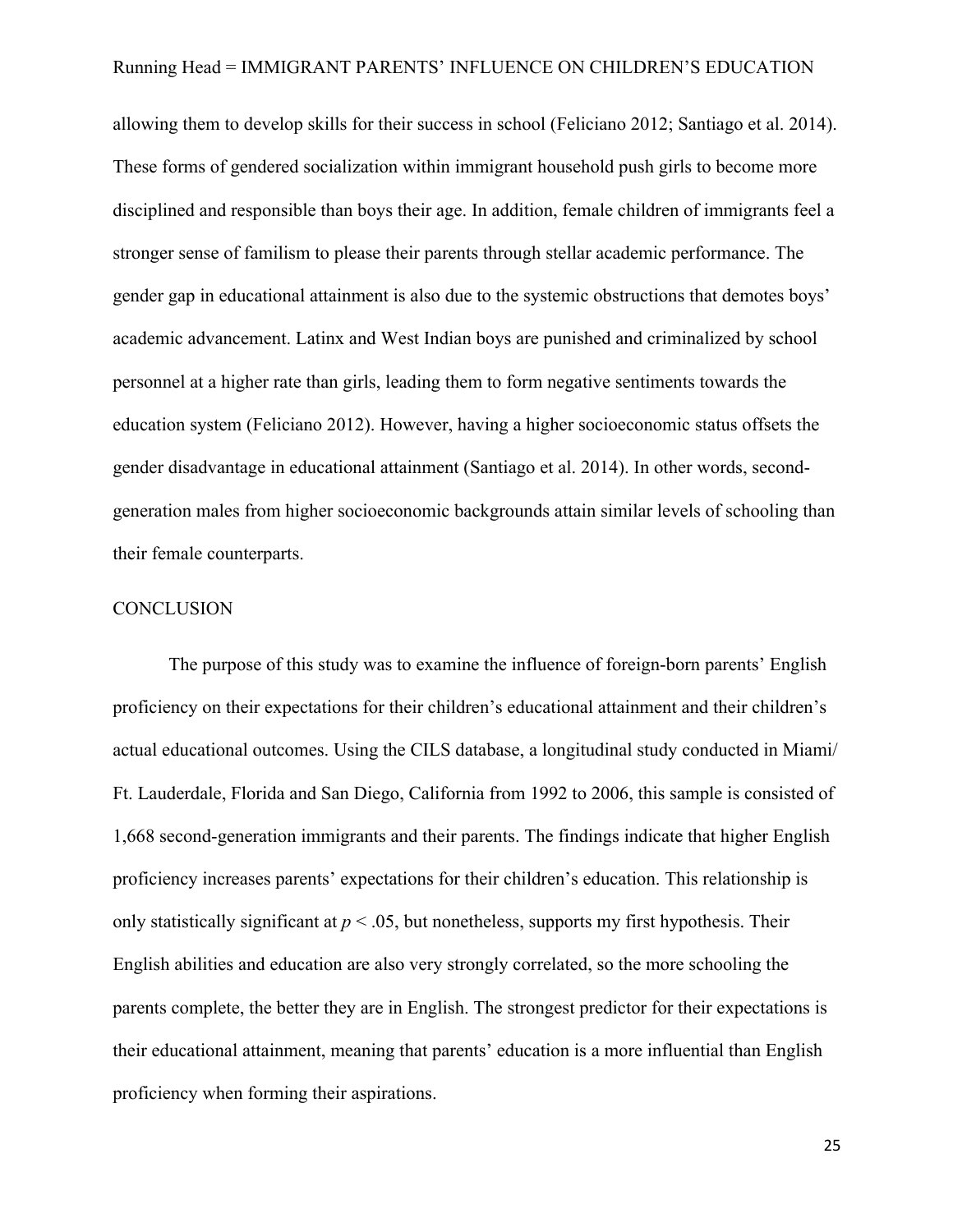allowing them to develop skills for their success in school (Feliciano 2012; Santiago et al. 2014). These forms of gendered socialization within immigrant household push girls to become more disciplined and responsible than boys their age. In addition, female children of immigrants feel a stronger sense of familism to please their parents through stellar academic performance. The gender gap in educational attainment is also due to the systemic obstructions that demotes boys' academic advancement. Latinx and West Indian boys are punished and criminalized by school personnel at a higher rate than girls, leading them to form negative sentiments towards the education system (Feliciano 2012). However, having a higher socioeconomic status offsets the gender disadvantage in educational attainment (Santiago et al. 2014). In other words, second-generation males from higher socioeconomic backgrounds attain similar levels of schooling than their female counterparts.

## CONCLUSION

The purpose of this study was to examine the influence of foreign-born parents' English proficiency on their expectations for their children's educational attainment and their children's actual educational outcomes. Using the CILS database, a longitudinal study conducted in Miami/ Ft. Lauderdale, Florida and San Diego, California from 1992 to 2006, this sample is consisted of 1,668 second-generation immigrants and their parents. The findings indicate that higher English proficiency increases parents' expectations for their children's education. This relationship is only statistically significant at $p < .05$, but nonetheless, supports my first hypothesis. Their English abilities and education are also very strongly correlated, so the more schooling the parents complete, the better they are in English. The strongest predictor for their expectations is their educational attainment, meaning that parents' education is a more influential than English proficiency when forming their aspirations.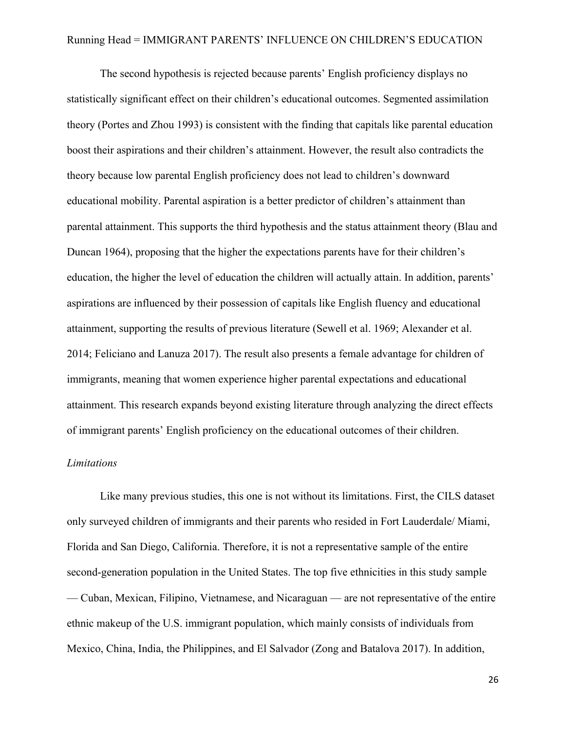The second hypothesis is rejected because parents' English proficiency displays no statistically significant effect on their children's educational outcomes. Segmented assimilation theory (Portes and Zhou 1993) is consistent with the finding that capitals like parental education boost their aspirations and their children's attainment. However, the result also contradicts the theory because low parental English proficiency does not lead to children's downward educational mobility. Parental aspiration is a better predictor of children's attainment than parental attainment. This supports the third hypothesis and the status attainment theory (Blau and Duncan 1964), proposing that the higher the expectations parents have for their children's education, the higher the level of education the children will actually attain. In addition, parents' aspirations are influenced by their possession of capitals like English fluency and educational attainment, supporting the results of previous literature (Sewell et al. 1969; Alexander et al. 2014; Feliciano and Lanuza 2017). The result also presents a female advantage for children of immigrants, meaning that women experience higher parental expectations and educational attainment. This research expands beyond existing literature through analyzing the direct effects of immigrant parents' English proficiency on the educational outcomes of their children.

*Limitations*

Like many previous studies, this one is not without its limitations. First, the CILS dataset only surveyed children of immigrants and their parents who resided in Fort Lauderdale/ Miami, Florida and San Diego, California. Therefore, it is not a representative sample of the entire second-generation population in the United States. The top five ethnicities in this study sample — Cuban, Mexican, Filipino, Vietnamese, and Nicaraguan — are not representative of the entire ethnic makeup of the U.S. immigrant population, which mainly consists of individuals from Mexico, China, India, the Philippines, and El Salvador (Zong and Batalova 2017). In addition,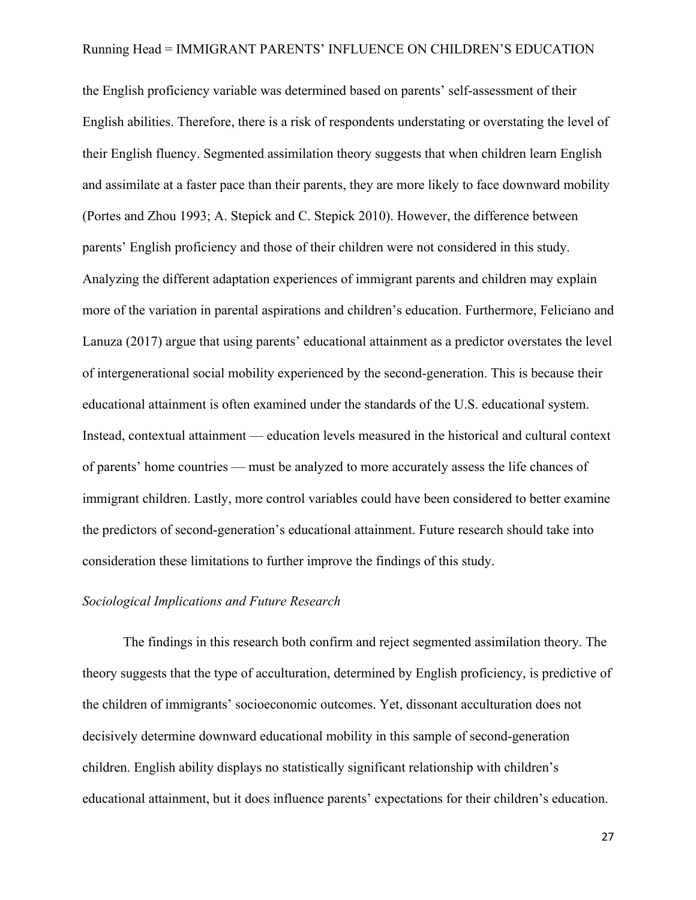the English proficiency variable was determined based on parents' self-assessment of their English abilities. Therefore, there is a risk of respondents understating or overstating the level of their English fluency. Segmented assimilation theory suggests that when children learn English and assimilate at a faster pace than their parents, they are more likely to face downward mobility (Portes and Zhou 1993; A. Stepick and C. Stepick 2010). However, the difference between parents' English proficiency and those of their children were not considered in this study. Analyzing the different adaptation experiences of immigrant parents and children may explain more of the variation in parental aspirations and children's education. Furthermore, Feliciano and Lanuza (2017) argue that using parents' educational attainment as a predictor overstates the level of intergenerational social mobility experienced by the second-generation. This is because their educational attainment is often examined under the standards of the U.S. educational system. Instead, contextual attainment — education levels measured in the historical and cultural context of parents' home countries — must be analyzed to more accurately assess the life chances of immigrant children. Lastly, more control variables could have been considered to better examine the predictors of second-generation's educational attainment. Future research should take into consideration these limitations to further improve the findings of this study.

*Sociological Implications and Future Research*

The findings in this research both confirm and reject segmented assimilation theory. The theory suggests that the type of acculturation, determined by English proficiency, is predictive of the children of immigrants' socioeconomic outcomes. Yet, dissonant acculturation does not decisively determine downward educational mobility in this sample of second-generation children. English ability displays no statistically significant relationship with children's educational attainment, but it does influence parents' expectations for their children's education.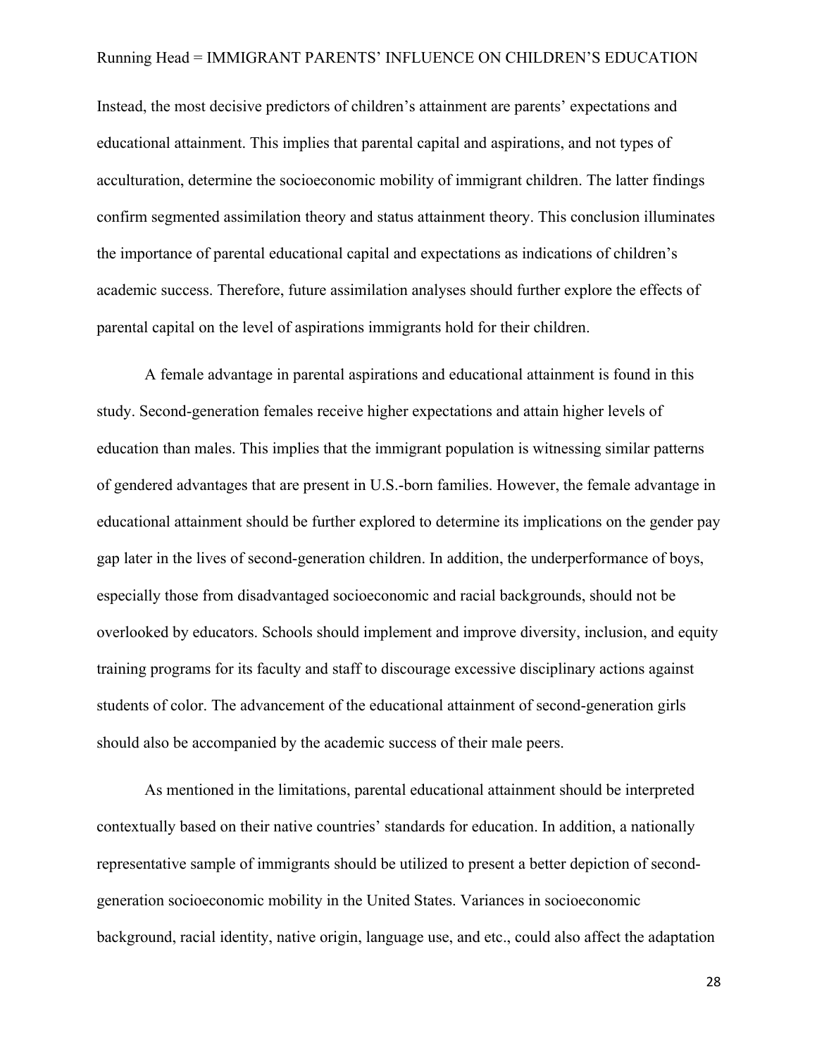Instead, the most decisive predictors of children's attainment are parents' expectations and educational attainment. This implies that parental capital and aspirations, and not types of acculturation, determine the socioeconomic mobility of immigrant children. The latter findings confirm segmented assimilation theory and status attainment theory. This conclusion illuminates the importance of parental educational capital and expectations as indications of children's academic success. Therefore, future assimilation analyses should further explore the effects of parental capital on the level of aspirations immigrants hold for their children.

A female advantage in parental aspirations and educational attainment is found in this study. Second-generation females receive higher expectations and attain higher levels of education than males. This implies that the immigrant population is witnessing similar patterns of gendered advantages that are present in U.S.-born families. However, the female advantage in educational attainment should be further explored to determine its implications on the gender pay gap later in the lives of second-generation children. In addition, the underperformance of boys, especially those from disadvantaged socioeconomic and racial backgrounds, should not be overlooked by educators. Schools should implement and improve diversity, inclusion, and equity training programs for its faculty and staff to discourage excessive disciplinary actions against students of color. The advancement of the educational attainment of second-generation girls should also be accompanied by the academic success of their male peers.

As mentioned in the limitations, parental educational attainment should be interpreted contextually based on their native countries' standards for education. In addition, a nationally representative sample of immigrants should be utilized to present a better depiction of second-generation socioeconomic mobility in the United States. Variances in socioeconomic background, racial identity, native origin, language use, and etc., could also affect the adaptation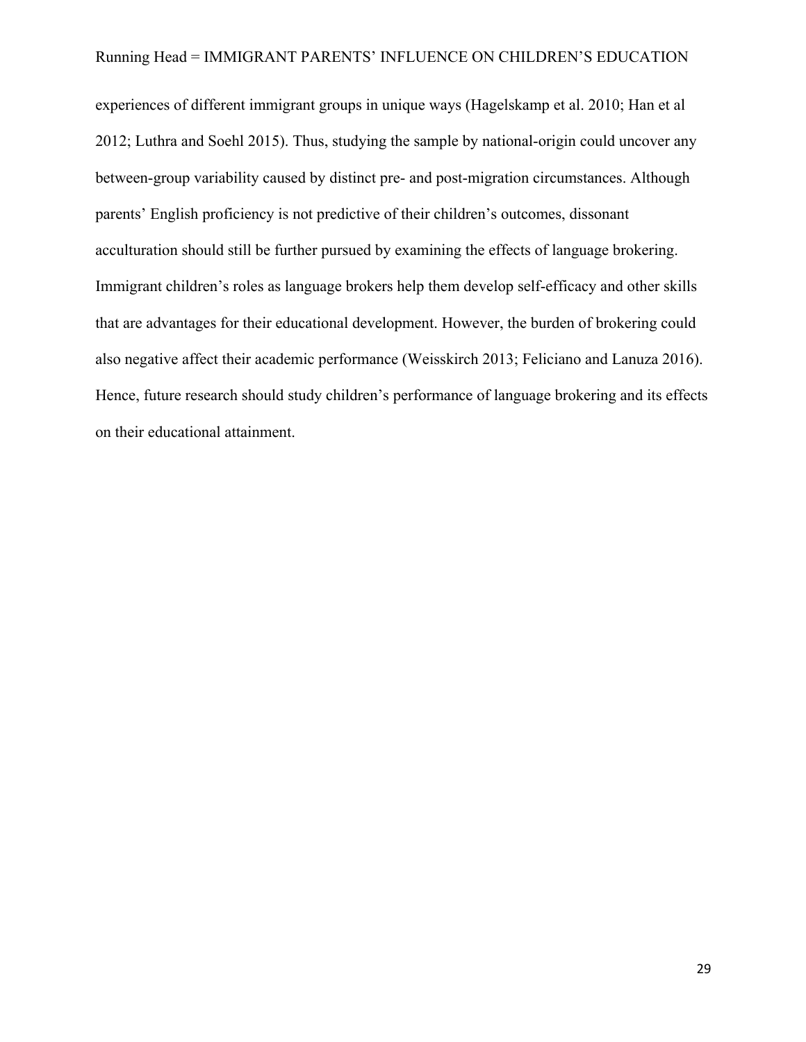experiences of different immigrant groups in unique ways (Hagelskamp et al. 2010; Han et al 2012; Luthra and Soehl 2015). Thus, studying the sample by national-origin could uncover any between-group variability caused by distinct pre- and post-migration circumstances. Although parents' English proficiency is not predictive of their children's outcomes, dissonant acculturation should still be further pursued by examining the effects of language brokering. Immigrant children's roles as language brokers help them develop self-efficacy and other skills that are advantages for their educational development. However, the burden of brokering could also negative affect their academic performance (Weisskirch 2013; Feliciano and Lanuza 2016). Hence, future research should study children's performance of language brokering and its effects on their educational attainment.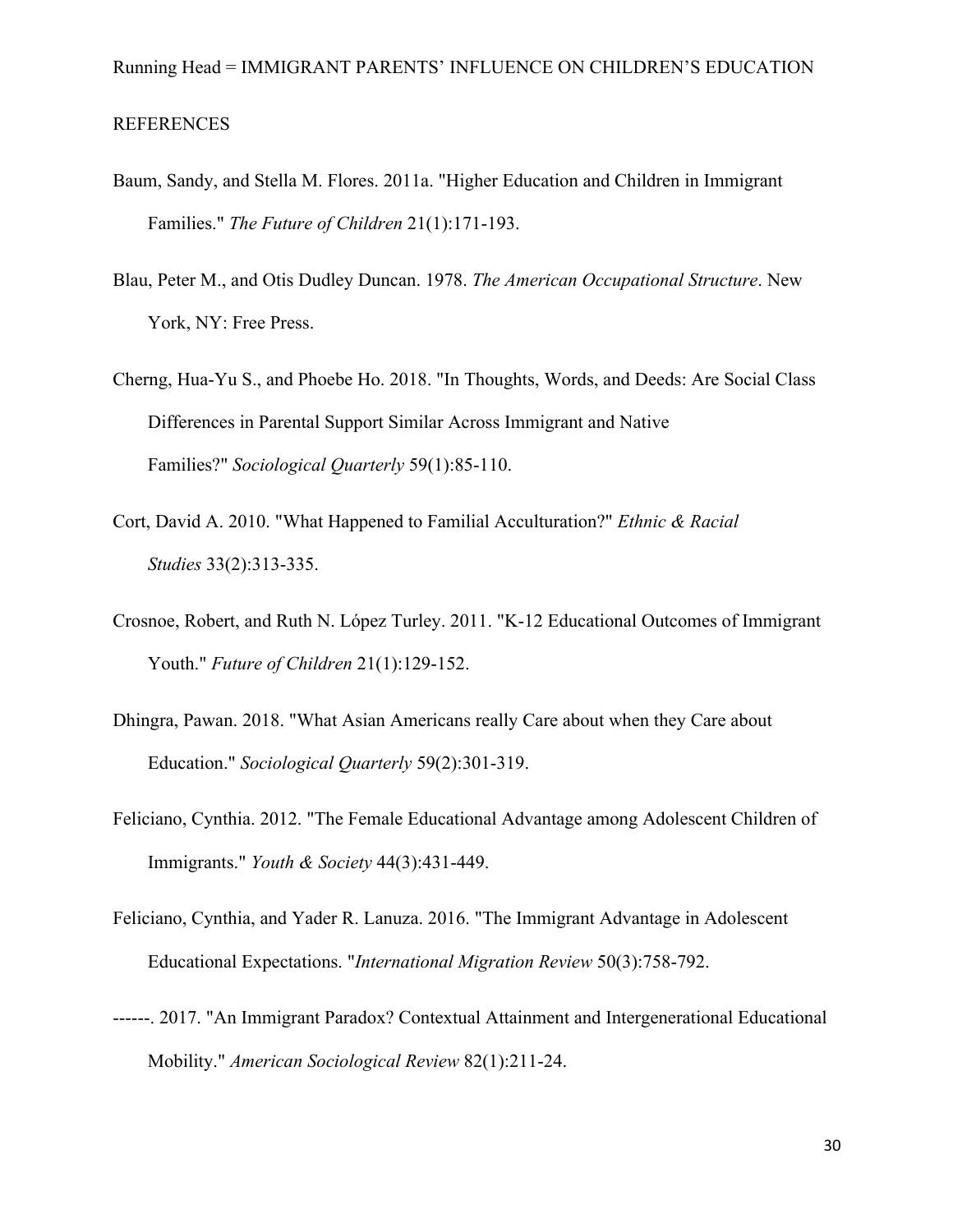REFERENCES

Baum, Sandy, and Stella M. Flores. 2011a. "Higher Education and Children in Immigrant Families." *The Future of Children* 21(1):171-193.

Blau, Peter M., and Otis Dudley Duncan. 1978. *The American Occupational Structure*. New York, NY: Free Press.

Cherng, Hua-Yu S., and Phoebe Ho. 2018. "In Thoughts, Words, and Deeds: Are Social Class Differences in Parental Support Similar Across Immigrant and Native Families?" *Sociological Quarterly* 59(1):85-110.

Cort, David A. 2010. "What Happened to Familial Acculturation?" *Ethnic & Racial Studies* 33(2):313-335.

Crosnoe, Robert, and Ruth N. López Turley. 2011. "K-12 Educational Outcomes of Immigrant Youth." *Future of Children* 21(1):129-152.

Dhingra, Pawan. 2018. "What Asian Americans really Care about when they Care about Education." *Sociological Quarterly* 59(2):301-319.

Feliciano, Cynthia. 2012. "The Female Educational Advantage among Adolescent Children of Immigrants." *Youth & Society* 44(3):431-449.

Feliciano, Cynthia, and Yader R. Lanuza. 2016. "The Immigrant Advantage in Adolescent Educational Expectations. "*International Migration Review* 50(3):758-792.

------. 2017. "An Immigrant Paradox? Contextual Attainment and Intergenerational Educational Mobility." *American Sociological Review* 82(1):211-24.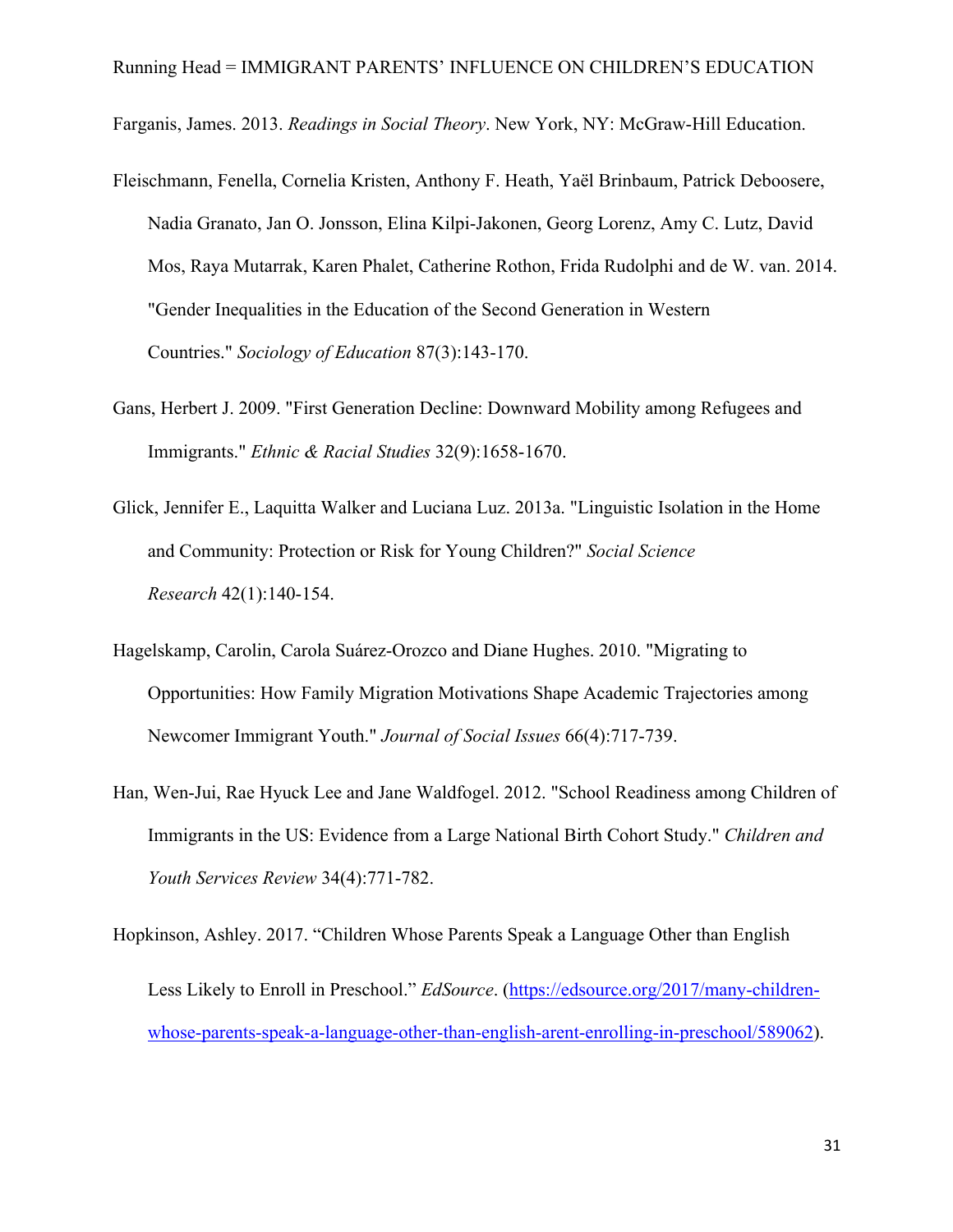Farganis, James. 2013. *Readings in Social Theory*. New York, NY: McGraw-Hill Education.

Fleischmann, Fenella, Cornelia Kristen, Anthony F. Heath, Yaël Brinbaum, Patrick Deboosere, Nadia Granato, Jan O. Jonsson, Elina Kilpi-Jakonen, Georg Lorenz, Amy C. Lutz, David Mos, Raya Mutarrak, Karen Phalet, Catherine Rothon, Frida Rudolphi and de W. van. 2014. "Gender Inequalities in the Education of the Second Generation in Western Countries." *Sociology of Education* 87(3):143-170.

Gans, Herbert J. 2009. "First Generation Decline: Downward Mobility among Refugees and Immigrants." *Ethnic & Racial Studies* 32(9):1658-1670.

Glick, Jennifer E., Laquitta Walker and Luciana Luz. 2013a. "Linguistic Isolation in the Home and Community: Protection or Risk for Young Children?" *Social Science Research* 42(1):140-154.

Hagelskamp, Carolin, Carola Suárez-Orozco and Diane Hughes. 2010. "Migrating to Opportunities: How Family Migration Motivations Shape Academic Trajectories among Newcomer Immigrant Youth." *Journal of Social Issues* 66(4):717-739.

Han, Wen-Jui, Rae Hyuck Lee and Jane Waldfogel. 2012. "School Readiness among Children of Immigrants in the US: Evidence from a Large National Birth Cohort Study." *Children and Youth Services Review* 34(4):771-782.

Hopkinson, Ashley. 2017. "Children Whose Parents Speak a Language Other than English Less Likely to Enroll in Preschool." *EdSource*. (https://edsource.org/2017/many-children-whose-parents-speak-a-language-other-than-english-arent-enrolling-in-preschool/589062).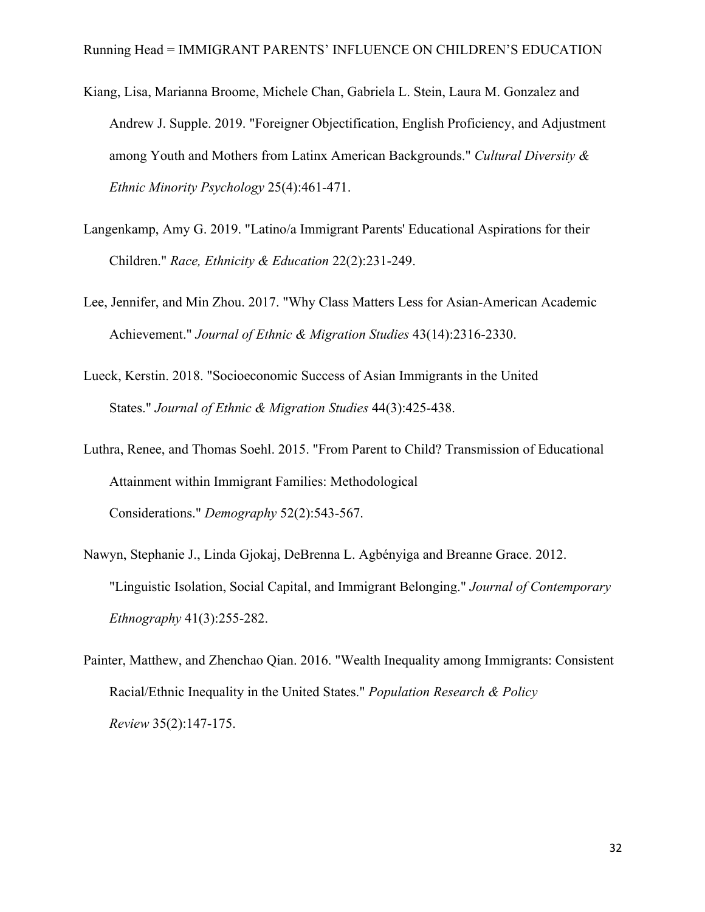Kiang, Lisa, Marianna Broome, Michele Chan, Gabriela L. Stein, Laura M. Gonzalez and Andrew J. Supple. 2019. "Foreigner Objectification, English Proficiency, and Adjustment among Youth and Mothers from Latinx American Backgrounds." *Cultural Diversity & Ethnic Minority Psychology* 25(4):461-471.

Langenkamp, Amy G. 2019. "Latino/a Immigrant Parents' Educational Aspirations for their Children." *Race, Ethnicity & Education* 22(2):231-249.

Lee, Jennifer, and Min Zhou. 2017. "Why Class Matters Less for Asian-American Academic Achievement." *Journal of Ethnic & Migration Studies* 43(14):2316-2330.

Lueck, Kerstin. 2018. "Socioeconomic Success of Asian Immigrants in the United States." *Journal of Ethnic & Migration Studies* 44(3):425-438.

Luthra, Renee, and Thomas Soehl. 2015. "From Parent to Child? Transmission of Educational Attainment within Immigrant Families: Methodological Considerations." *Demography* 52(2):543-567.

Nawyn, Stephanie J., Linda Gjokaj, DeBrenna L. Agbényiga and Breanne Grace. 2012. "Linguistic Isolation, Social Capital, and Immigrant Belonging." *Journal of Contemporary Ethnography* 41(3):255-282.

Painter, Matthew, and Zhenchao Qian. 2016. "Wealth Inequality among Immigrants: Consistent Racial/Ethnic Inequality in the United States." *Population Research & Policy Review* 35(2):147-175.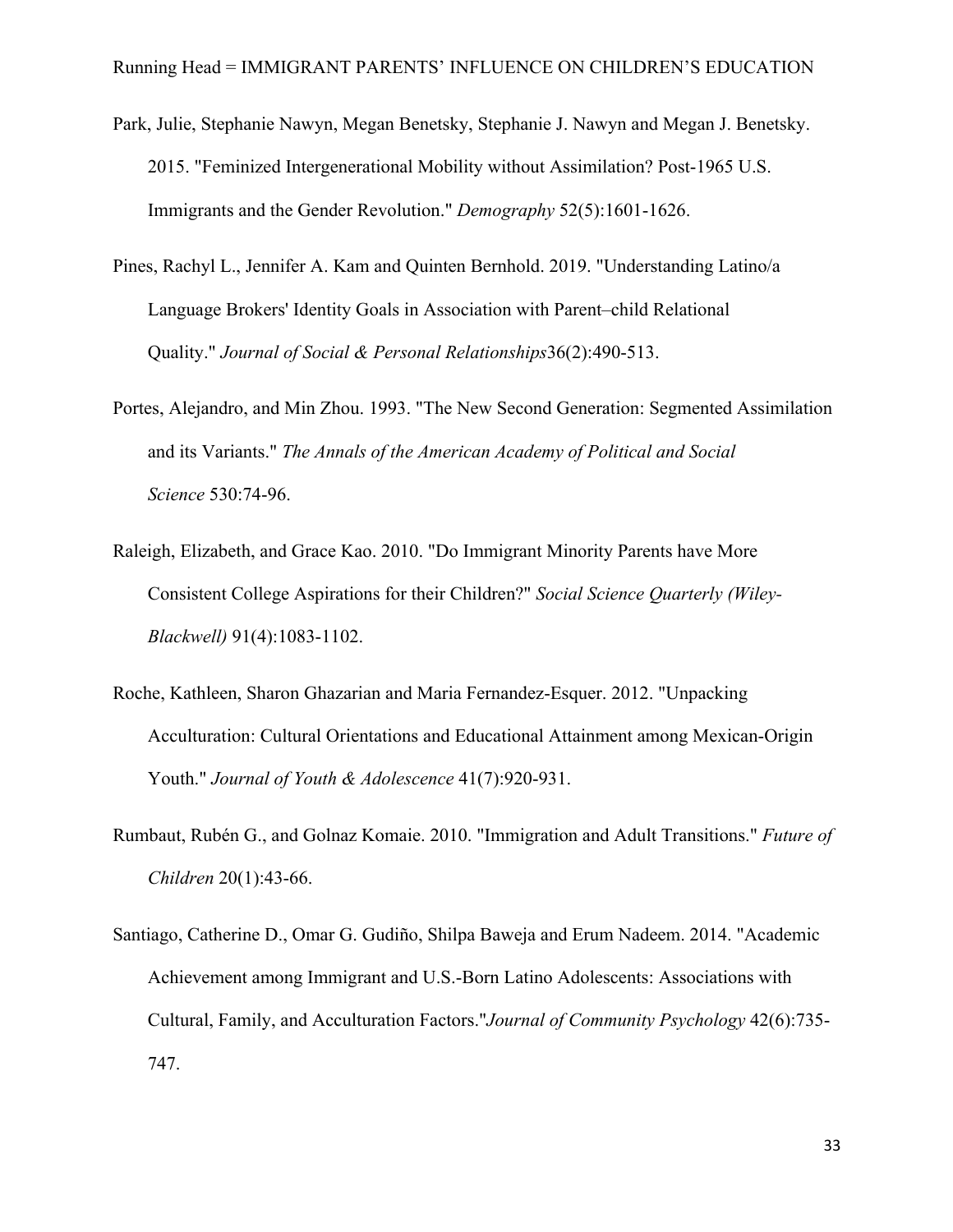Park, Julie, Stephanie Nawyn, Megan Benetsky, Stephanie J. Nawyn and Megan J. Benetsky. 2015. "Feminized Intergenerational Mobility without Assimilation? Post-1965 U.S. Immigrants and the Gender Revolution." *Demography* 52(5):1601-1626.

Pines, Rachyl L., Jennifer A. Kam and Quinten Bernhold. 2019. "Understanding Latino/a Language Brokers' Identity Goals in Association with Parent–child Relational Quality." *Journal of Social & Personal Relationships*36(2):490-513.

Portes, Alejandro, and Min Zhou. 1993. "The New Second Generation: Segmented Assimilation and its Variants." *The Annals of the American Academy of Political and Social Science* 530:74-96.

Raleigh, Elizabeth, and Grace Kao. 2010. "Do Immigrant Minority Parents have More Consistent College Aspirations for their Children?" *Social Science Quarterly (Wiley-Blackwell)* 91(4):1083-1102.

Roche, Kathleen, Sharon Ghazarian and Maria Fernandez-Esquer. 2012. "Unpacking Acculturation: Cultural Orientations and Educational Attainment among Mexican-Origin Youth." *Journal of Youth & Adolescence* 41(7):920-931.

Rumbaut, Rubén G., and Golnaz Komaie. 2010. "Immigration and Adult Transitions." *Future of Children* 20(1):43-66.

Santiago, Catherine D., Omar G. Gudiño, Shilpa Baweja and Erum Nadeem. 2014. "Academic Achievement among Immigrant and U.S.-Born Latino Adolescents: Associations with Cultural, Family, and Acculturation Factors."*Journal of Community Psychology* 42(6):735-747.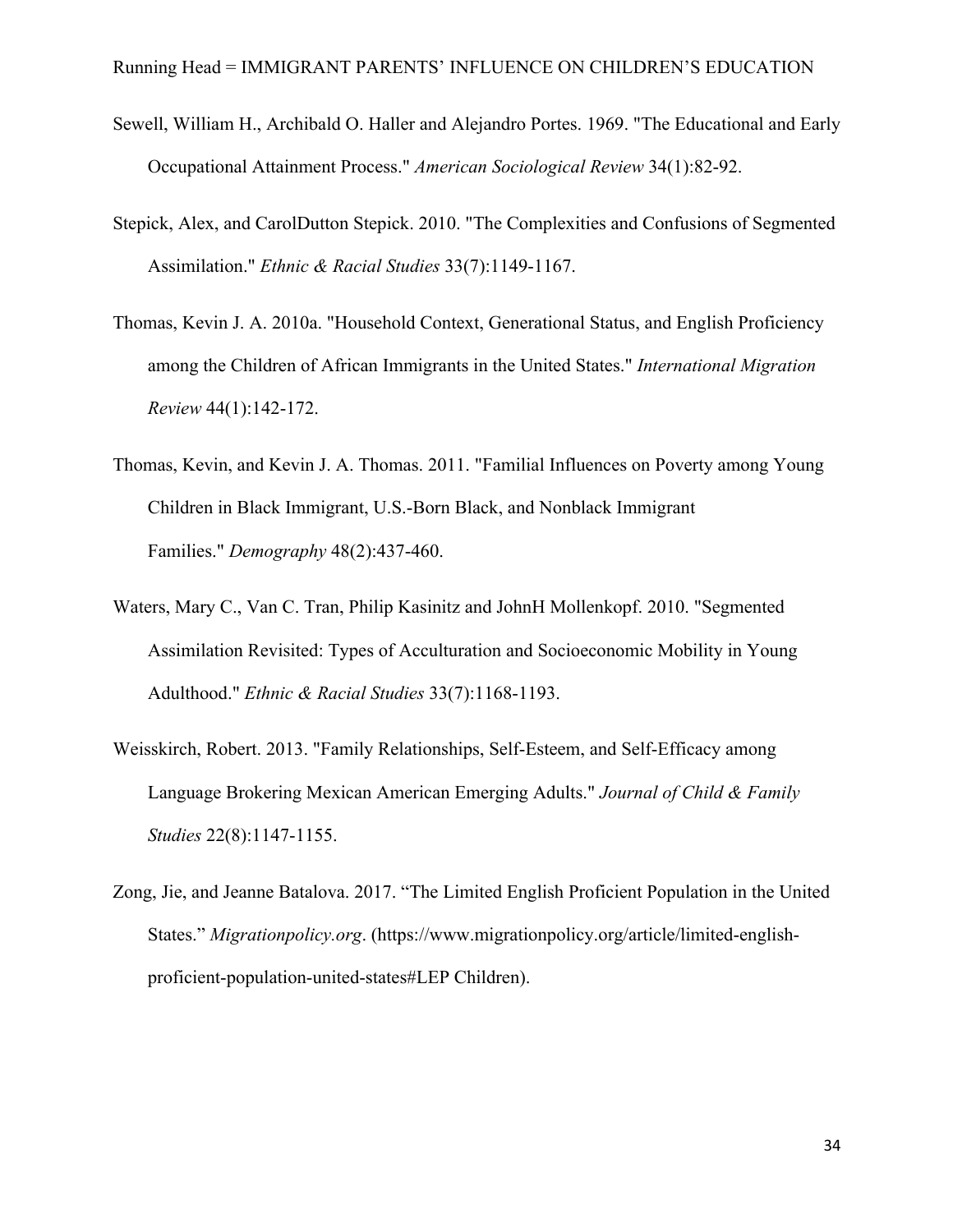Sewell, William H., Archibald O. Haller and Alejandro Portes. 1969. "The Educational and Early Occupational Attainment Process." *American Sociological Review* 34(1):82-92.

Stepick, Alex, and CarolDutton Stepick. 2010. "The Complexities and Confusions of Segmented Assimilation." *Ethnic & Racial Studies* 33(7):1149-1167.

Thomas, Kevin J. A. 2010a. "Household Context, Generational Status, and English Proficiency among the Children of African Immigrants in the United States." *International Migration Review* 44(1):142-172.

Thomas, Kevin, and Kevin J. A. Thomas. 2011. "Familial Influences on Poverty among Young Children in Black Immigrant, U.S.-Born Black, and Nonblack Immigrant Families." *Demography* 48(2):437-460.

Waters, Mary C., Van C. Tran, Philip Kasinitz and JohnH Mollenkopf. 2010. "Segmented Assimilation Revisited: Types of Acculturation and Socioeconomic Mobility in Young Adulthood." *Ethnic & Racial Studies* 33(7):1168-1193.

Weisskirch, Robert. 2013. "Family Relationships, Self-Esteem, and Self-Efficacy among Language Brokering Mexican American Emerging Adults." *Journal of Child & Family Studies* 22(8):1147-1155.

Zong, Jie, and Jeanne Batalova. 2017. "The Limited English Proficient Population in the United States." *Migrationpolicy.org*. (https://www.migrationpolicy.org/article/limited-english-proficient-population-united-states#LEP Children).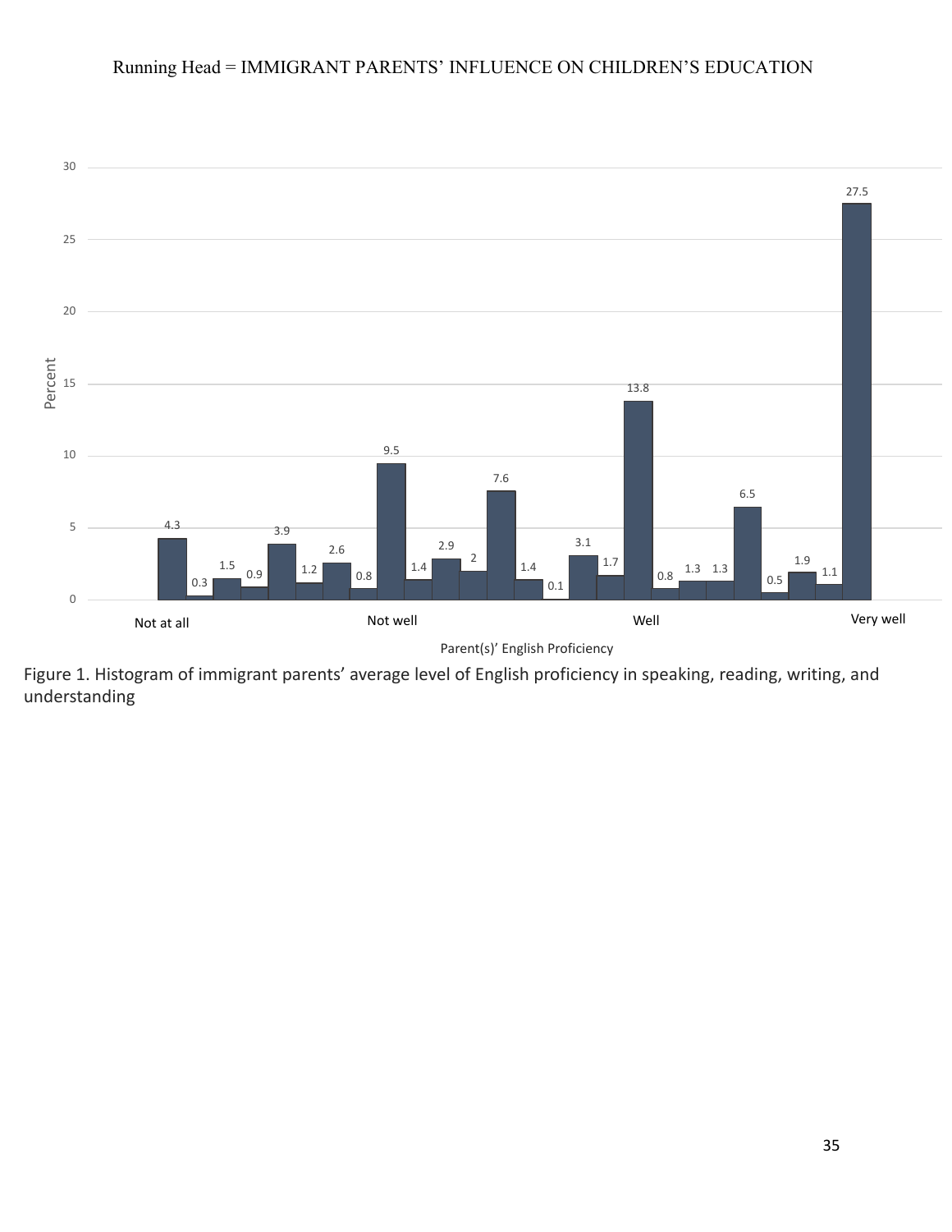Figure 1. Histogram of immigrant parents' average level of English proficiency in speaking, reading, writing, and understanding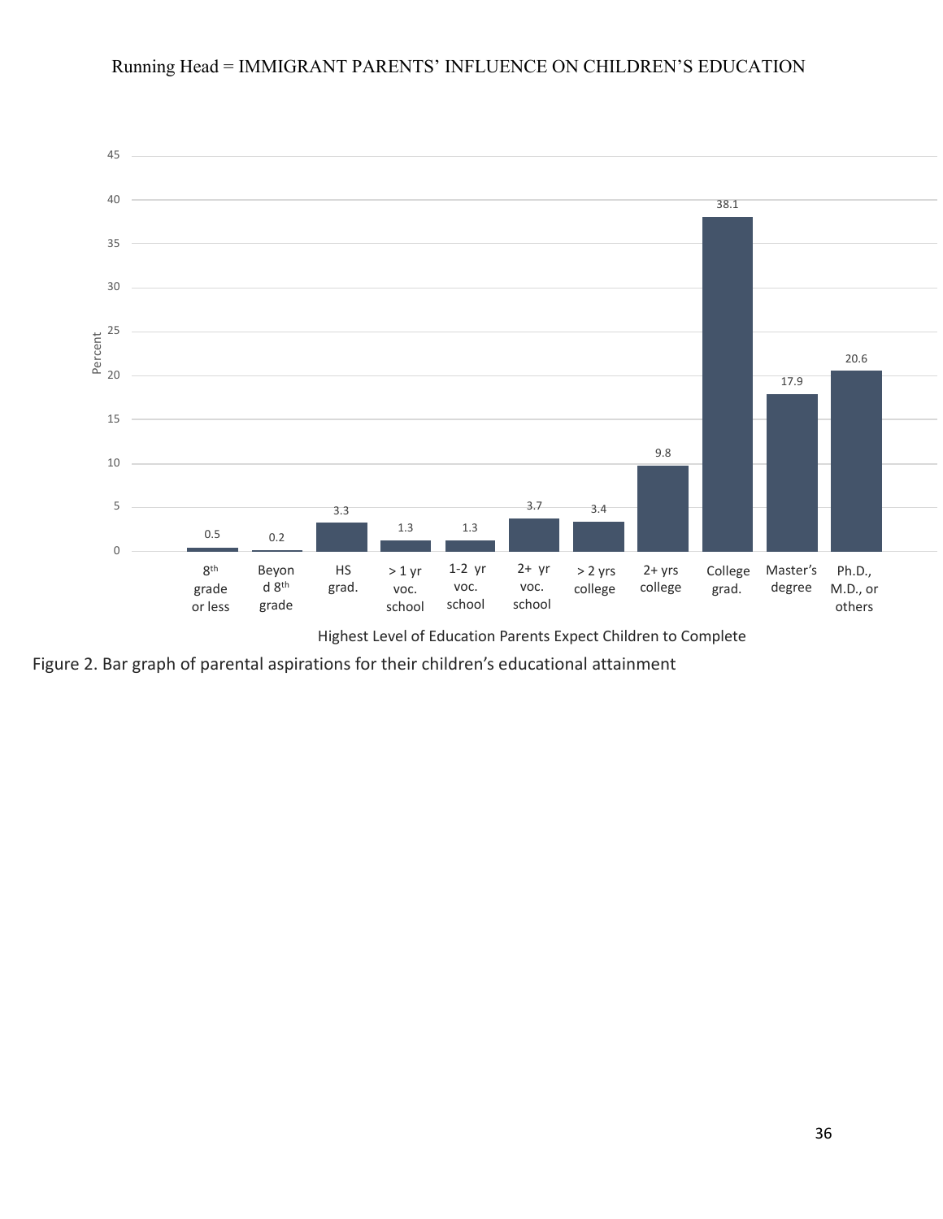| Highest Level of Education Parents Expect Children to Complete | Percent |
| --- | --- |
| 8th grade or less | 0.5 |
| Beyond 8th grade | 0.2 |
| HS grad. | 3.3 |
| > 1 yr voc. school | 1.3 |
| 1-2 yr voc. school | 1.3 |
| 2+ yr voc. school | 3.7 |
| > 2 yrs college | 3.4 |
| 2+ yrs college | 9.8 |
| College grad. | 38.1 |
| Master's degree | 17.9 |
| Ph.D., M.D., or others | 20.6 |

Figure 2. Bar graph of parental aspirations for their children's educational attainment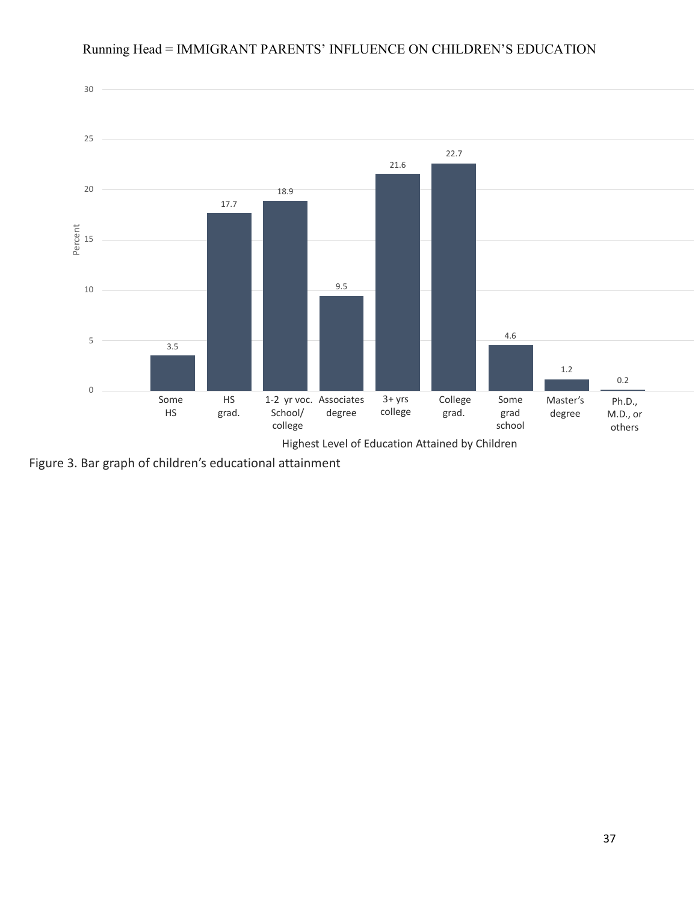| Highest Level of Education Attained by Children | Percent |
|---|---|
| Some HS | 3.5 |
| HS grad. | 17.7 |
| 1-2 yr voc. School/ college | 18.9 |
| Associates degree | 9.5 |
| 3+ yrs college | 21.6 |
| College grad. | 22.7 |
| Some grad school | 4.6 |
| Master's degree | 1.2 |
| Ph.D., M.D., or others | 0.2 |

Figure 3. Bar graph of children's educational attainment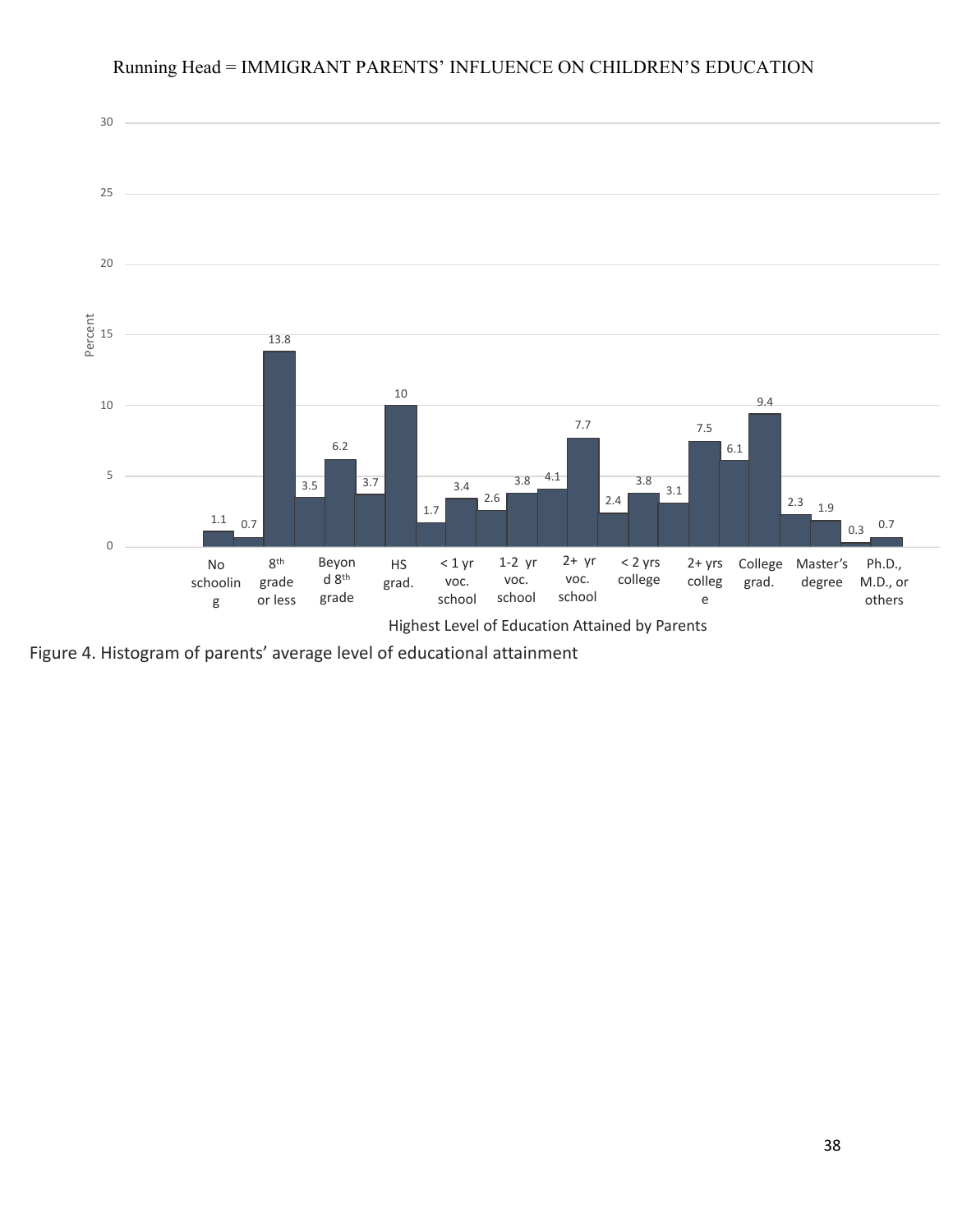Percent

Highest Level of Education Attained by Parents

No schooling · 8th grade or less · Beyond 8th grade · HS grad. · < 1 yr voc. school · 1-2 yr voc. school · 2+ yr voc. school · < 2 yrs college · 2+ yrs college · College grad. · Master's degree · Ph.D., M.D., or others

Bar values, left to right: 1.1, 0.7, 13.8, 3.5, 6.2, 3.7, 10, 1.7, 3.4, 2.6, 3.8, 4.1, 7.7, 2.4, 3.8, 3.1, 7.5, 6.1, 9.4, 2.3, 1.9, 0.3, 0.7

Figure 4. Histogram of parents' average level of educational attainment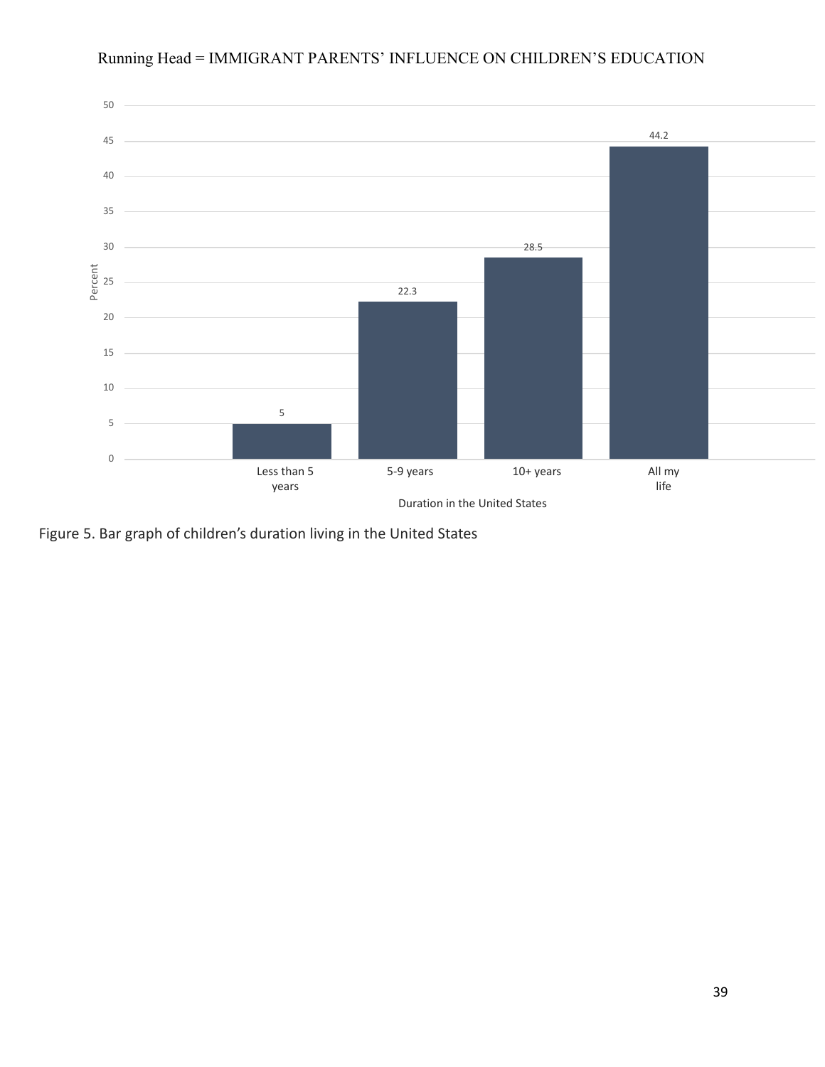Figure 5. Bar graph of children's duration living in the United States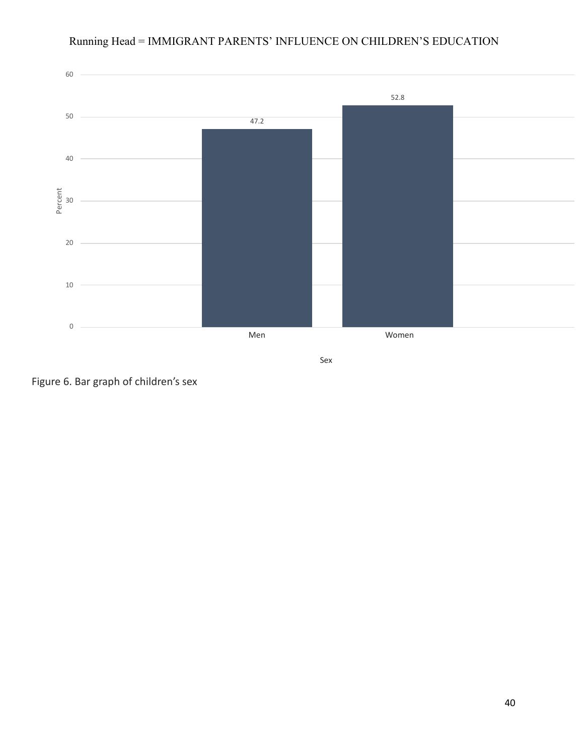| Sex | Percent |
| --- | --- |
| Men | 47.2 |
| Women | 52.8 |

Figure 6. Bar graph of children's sex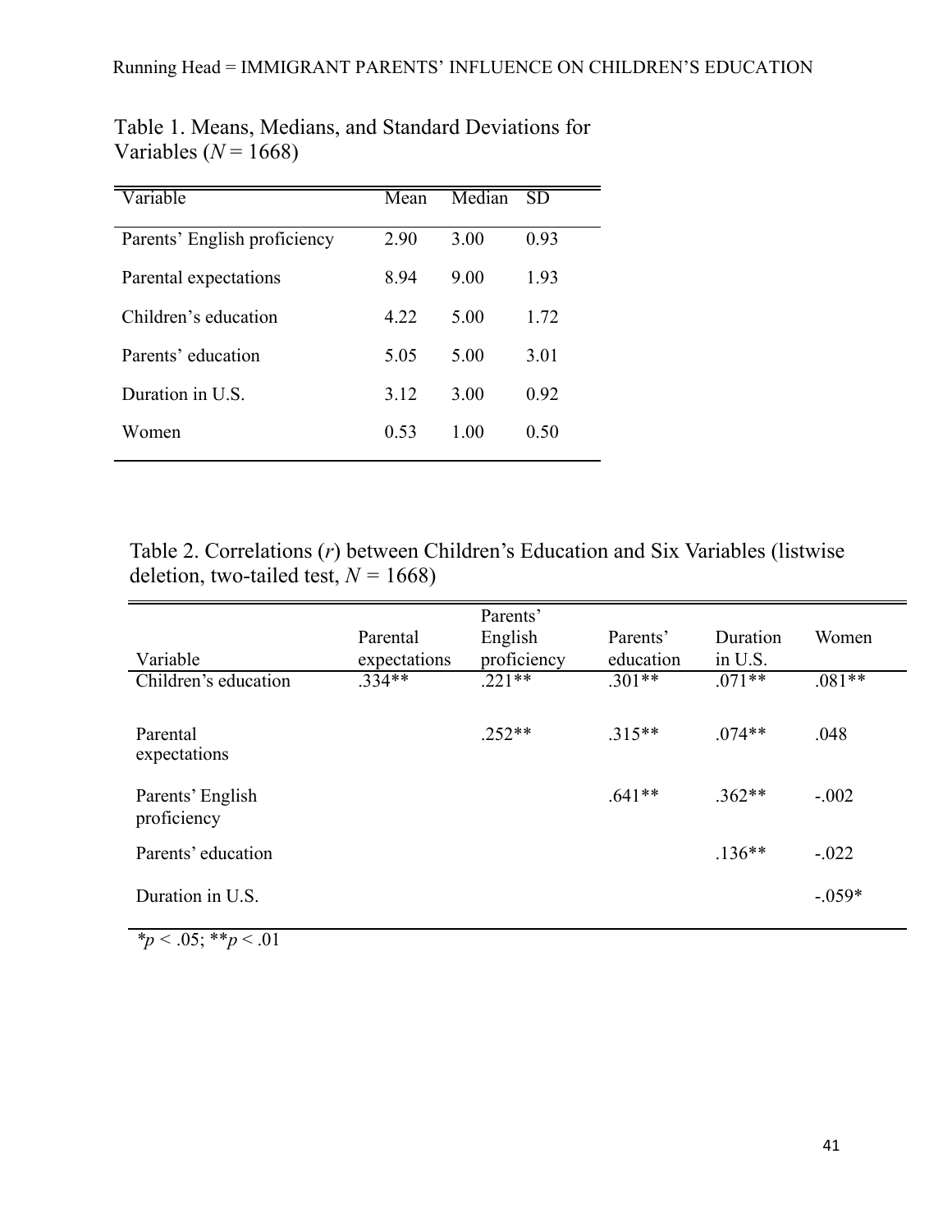Table 1. Means, Medians, and Standard Deviations for Variables ($N$ = 1668)

| Variable | Mean | Median | SD |
|---|---|---|---|
| Parents' English proficiency | 2.90 | 3.00 | 0.93 |
| Parental expectations | 8.94 | 9.00 | 1.93 |
| Children's education | 4.22 | 5.00 | 1.72 |
| Parents' education | 5.05 | 5.00 | 3.01 |
| Duration in U.S. | 3.12 | 3.00 | 0.92 |
| Women | 0.53 | 1.00 | 0.50 |

Table 2. Correlations ($r$) between Children's Education and Six Variables (listwise deletion, two-tailed test, $N$ = 1668)

| Variable | Parental expectations | Parents' English proficiency | Parents' education | Duration in U.S. | Women |
|---|---|---|---|---|---|
| Children's education | .334** | .221** | .301** | .071** | .081** |
| Parental expectations | | .252** | .315** | .074** | .048 |
| Parents' English proficiency | | | .641** | .362** | -.002 |
| Parents' education | | | | .136** | -.022 |
| Duration in U.S. | | | | | -.059* |

*$p$ < .05; **$p$ < .01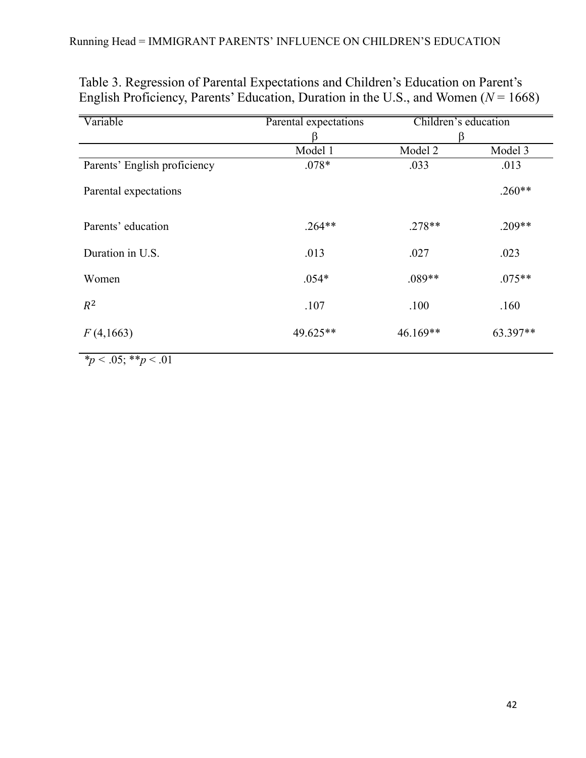Table 3. Regression of Parental Expectations and Children's Education on Parent's English Proficiency, Parents' Education, Duration in the U.S., and Women (*N* = 1668)

| Variable | Parental expectations | Children's education | |
|---|---|---|---|
| | β | β | |
| | Model 1 | Model 2 | Model 3 |
| Parents' English proficiency | .078* | .033 | .013 |
| Parental expectations | | | .260** |
| Parents' education | .264** | .278** | .209** |
| Duration in U.S. | .013 | .027 | .023 |
| Women | .054* | .089** | .075** |
| $R^2$ | .107 | .100 | .160 |
| $F$ (4,1663) | 49.625** | 46.169** | 63.397** |

$*p < .05$; $**p < .01$